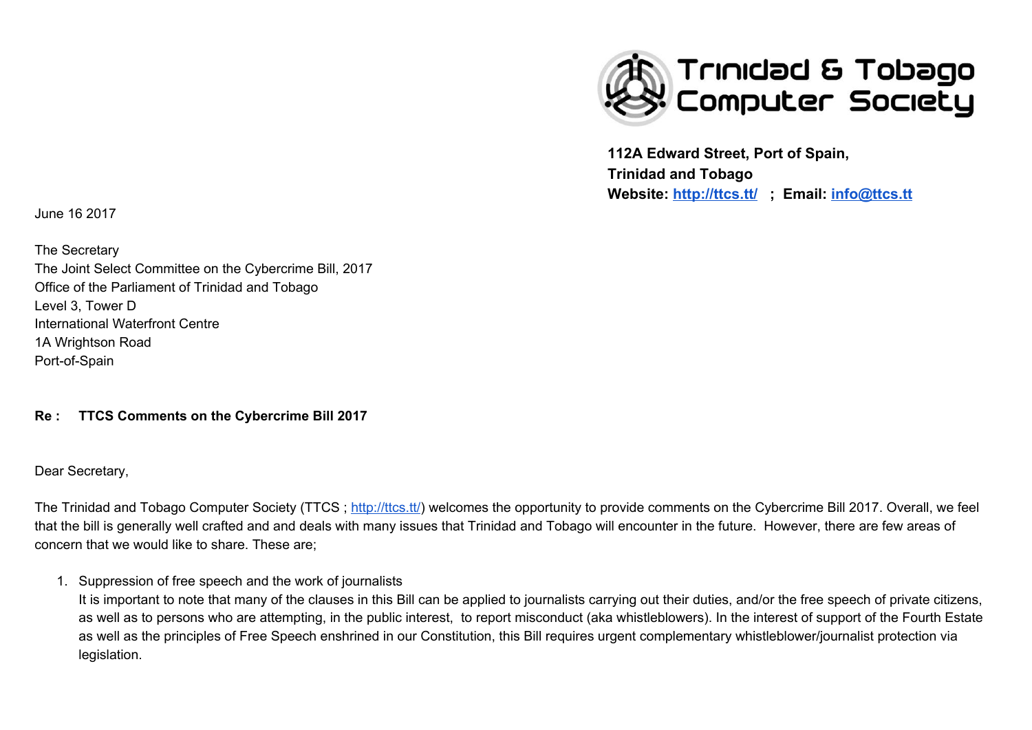**Trinidad & Tobago Computer Society**

**112A Edward Street, Port of Spain,**
**Trinidad and Tobago**
**Website: [http://ttcs.tt/](http://ttcs.tt/) ; Email: [info@ttcs.tt](mailto:info@ttcs.tt)**

June 16 2017

The Secretary
The Joint Select Committee on the Cybercrime Bill, 2017
Office of the Parliament of Trinidad and Tobago
Level 3, Tower D
International Waterfront Centre
1A Wrightson Road
Port-of-Spain

**Re : TTCS Comments on the Cybercrime Bill 2017**

Dear Secretary,

The Trinidad and Tobago Computer Society (TTCS ; [http://ttcs.tt/](http://ttcs.tt/)) welcomes the opportunity to provide comments on the Cybercrime Bill 2017. Overall, we feel that the bill is generally well crafted and and deals with many issues that Trinidad and Tobago will encounter in the future. However, there are few areas of concern that we would like to share. These are;

1. Suppression of free speech and the work of journalists
   It is important to note that many of the clauses in this Bill can be applied to journalists carrying out their duties, and/or the free speech of private citizens, as well as to persons who are attempting, in the public interest, to report misconduct (aka whistleblowers). In the interest of support of the Fourth Estate as well as the principles of Free Speech enshrined in our Constitution, this Bill requires urgent complementary whistleblower/journalist protection via legislation.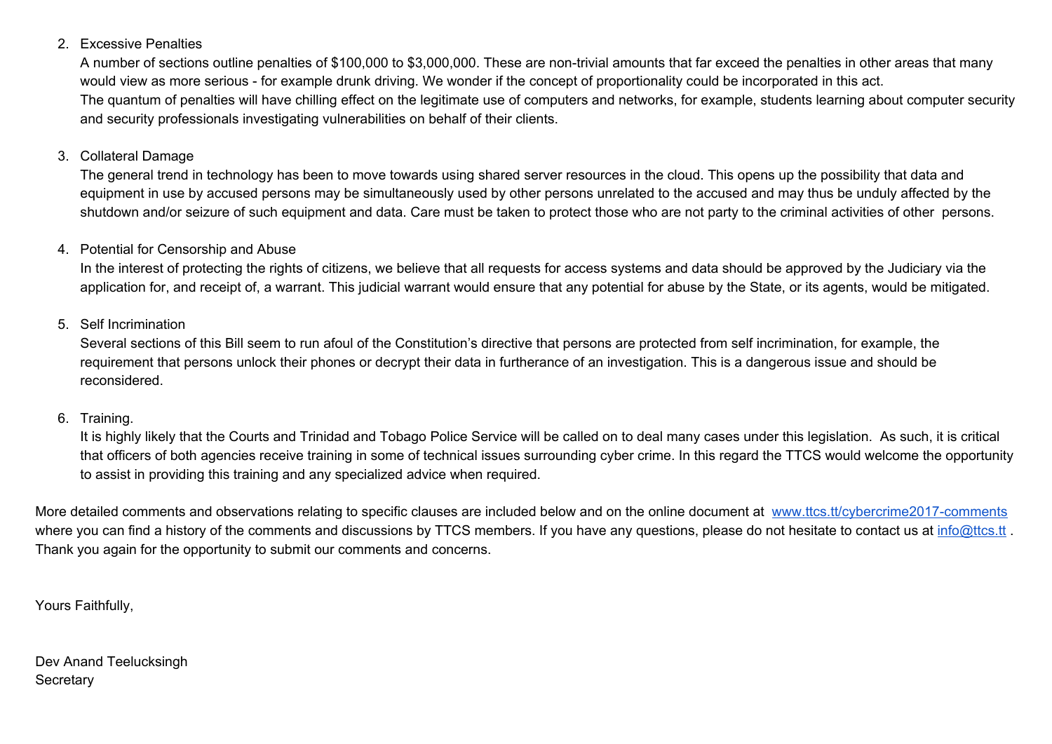2. Excessive Penalties
   A number of sections outline penalties of $100,000 to $3,000,000. These are non-trivial amounts that far exceed the penalties in other areas that many would view as more serious - for example drunk driving. We wonder if the concept of proportionality could be incorporated in this act.
   The quantum of penalties will have chilling effect on the legitimate use of computers and networks, for example, students learning about computer security and security professionals investigating vulnerabilities on behalf of their clients.

3. Collateral Damage
   The general trend in technology has been to move towards using shared server resources in the cloud. This opens up the possibility that data and equipment in use by accused persons may be simultaneously used by other persons unrelated to the accused and may thus be unduly affected by the shutdown and/or seizure of such equipment and data. Care must be taken to protect those who are not party to the criminal activities of other persons.

4. Potential for Censorship and Abuse
   In the interest of protecting the rights of citizens, we believe that all requests for access systems and data should be approved by the Judiciary via the application for, and receipt of, a warrant. This judicial warrant would ensure that any potential for abuse by the State, or its agents, would be mitigated.

5. Self Incrimination
   Several sections of this Bill seem to run afoul of the Constitution's directive that persons are protected from self incrimination, for example, the requirement that persons unlock their phones or decrypt their data in furtherance of an investigation. This is a dangerous issue and should be reconsidered.

6. Training.
   It is highly likely that the Courts and Trinidad and Tobago Police Service will be called on to deal many cases under this legislation. As such, it is critical that officers of both agencies receive training in some of technical issues surrounding cyber crime. In this regard the TTCS would welcome the opportunity to assist in providing this training and any specialized advice when required.

More detailed comments and observations relating to specific clauses are included below and on the online document at [www.ttcs.tt/cybercrime2017-comments](http://www.ttcs.tt/cybercrime2017-comments) where you can find a history of the comments and discussions by TTCS members. If you have any questions, please do not hesitate to contact us at [info@ttcs.tt](mailto:info@ttcs.tt) . Thank you again for the opportunity to submit our comments and concerns.

Yours Faithfully,

Dev Anand Teelucksingh
Secretary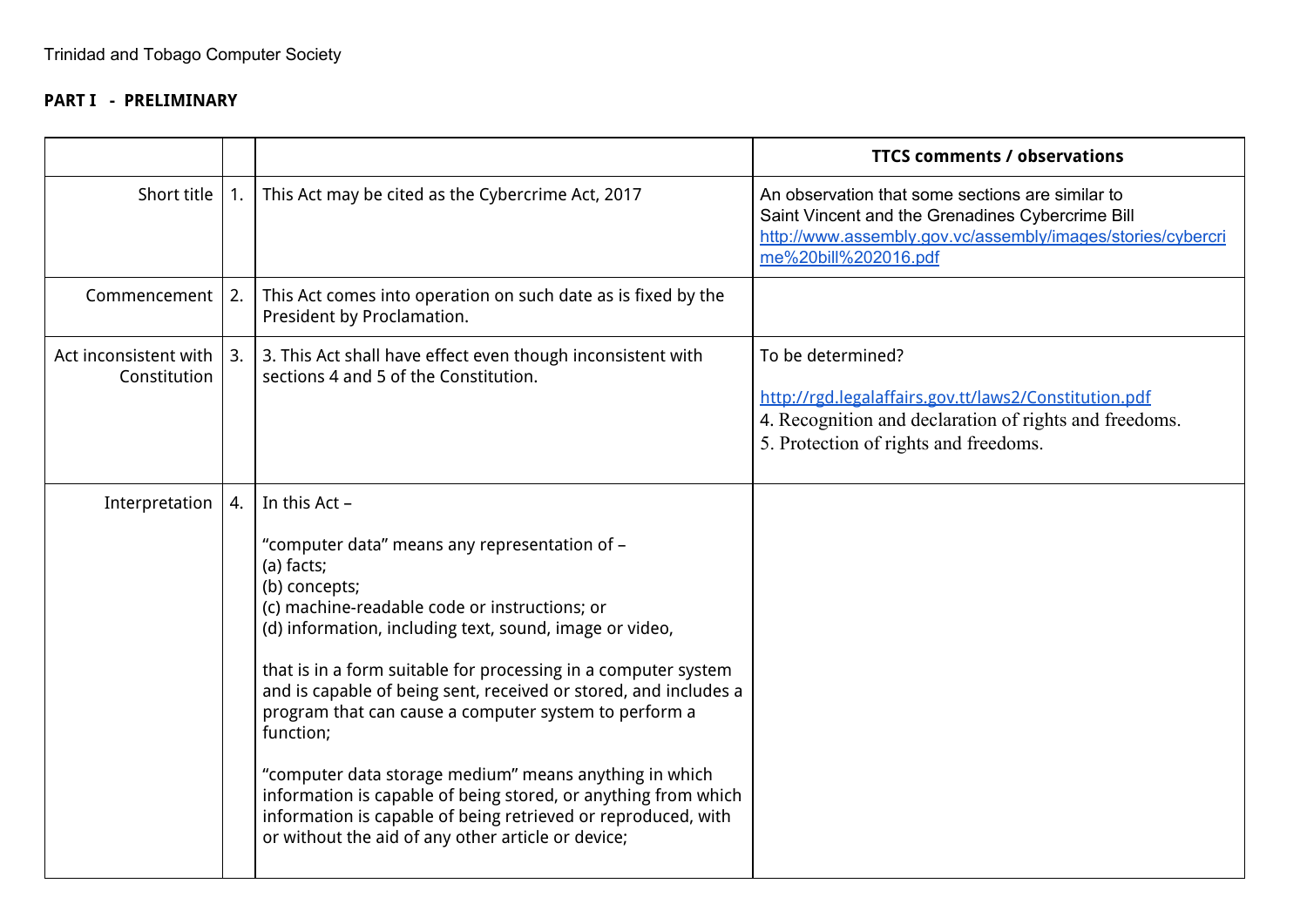Trinidad and Tobago Computer Society

**PART I - PRELIMINARY**

| | | | **TTCS comments / observations** |
|---|---|---|---|
| Short title | 1. | This Act may be cited as the Cybercrime Act, 2017 | An observation that some sections are similar to Saint Vincent and the Grenadines Cybercrime Bill http://www.assembly.gov.vc/assembly/images/stories/cybercrime%20bill%202016.pdf |
| Commencement | 2. | This Act comes into operation on such date as is fixed by the President by Proclamation. | |
| Act inconsistent with Constitution | 3. | 3. This Act shall have effect even though inconsistent with sections 4 and 5 of the Constitution. | To be determined?<br><br>http://rgd.legalaffairs.gov.tt/laws2/Constitution.pdf<br>4. Recognition and declaration of rights and freedoms.<br>5. Protection of rights and freedoms. |
| Interpretation | 4. | In this Act –<br><br>"computer data" means any representation of –<br>(a) facts;<br>(b) concepts;<br>(c) machine-readable code or instructions; or<br>(d) information, including text, sound, image or video,<br><br>that is in a form suitable for processing in a computer system and is capable of being sent, received or stored, and includes a program that can cause a computer system to perform a function;<br><br>"computer data storage medium" means anything in which information is capable of being stored, or anything from which information is capable of being retrieved or reproduced, with or without the aid of any other article or device; | |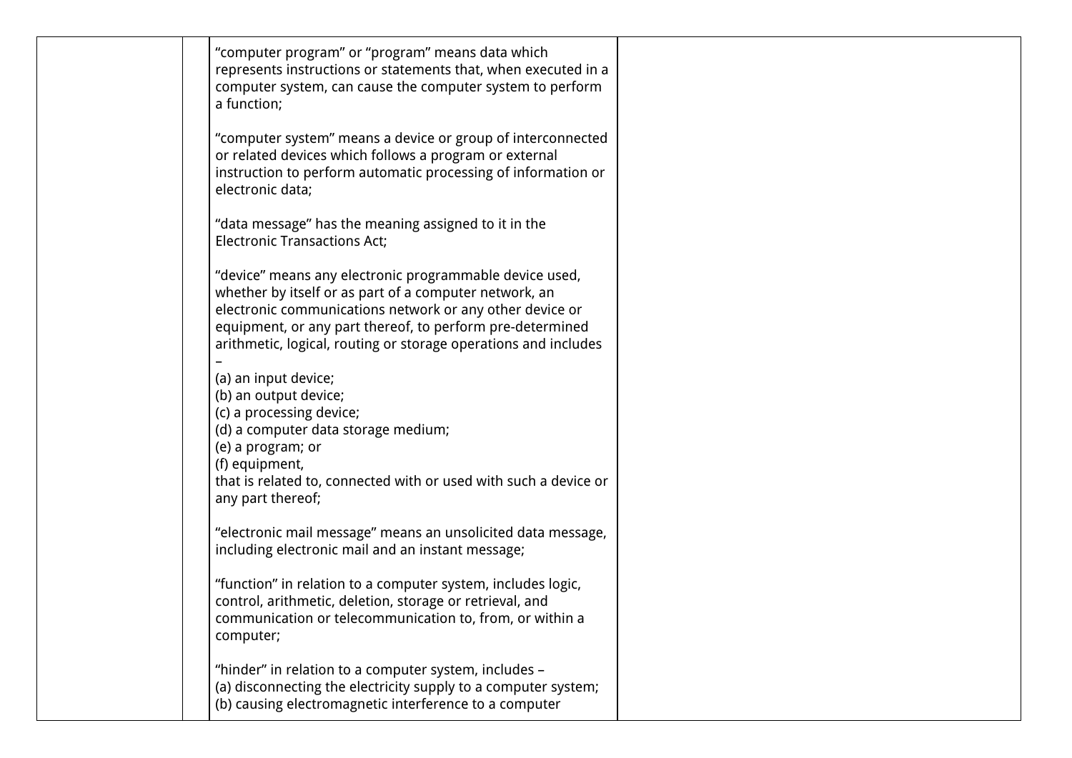| | | | |
|---|---|---|---|
| | | "computer program" or "program" means data which represents instructions or statements that, when executed in a computer system, can cause the computer system to perform a function;<br><br>"computer system" means a device or group of interconnected or related devices which follows a program or external instruction to perform automatic processing of information or electronic data;<br><br>"data message" has the meaning assigned to it in the Electronic Transactions Act;<br><br>"device" means any electronic programmable device used, whether by itself or as part of a computer network, an electronic communications network or any other device or equipment, or any part thereof, to perform pre-determined arithmetic, logical, routing or storage operations and includes –<br>(a) an input device;<br>(b) an output device;<br>(c) a processing device;<br>(d) a computer data storage medium;<br>(e) a program; or<br>(f) equipment,<br>that is related to, connected with or used with such a device or any part thereof;<br><br>"electronic mail message" means an unsolicited data message, including electronic mail and an instant message;<br><br>"function" in relation to a computer system, includes logic, control, arithmetic, deletion, storage or retrieval, and communication or telecommunication to, from, or within a computer;<br><br>"hinder" in relation to a computer system, includes –<br>(a) disconnecting the electricity supply to a computer system;<br>(b) causing electromagnetic interference to a computer | |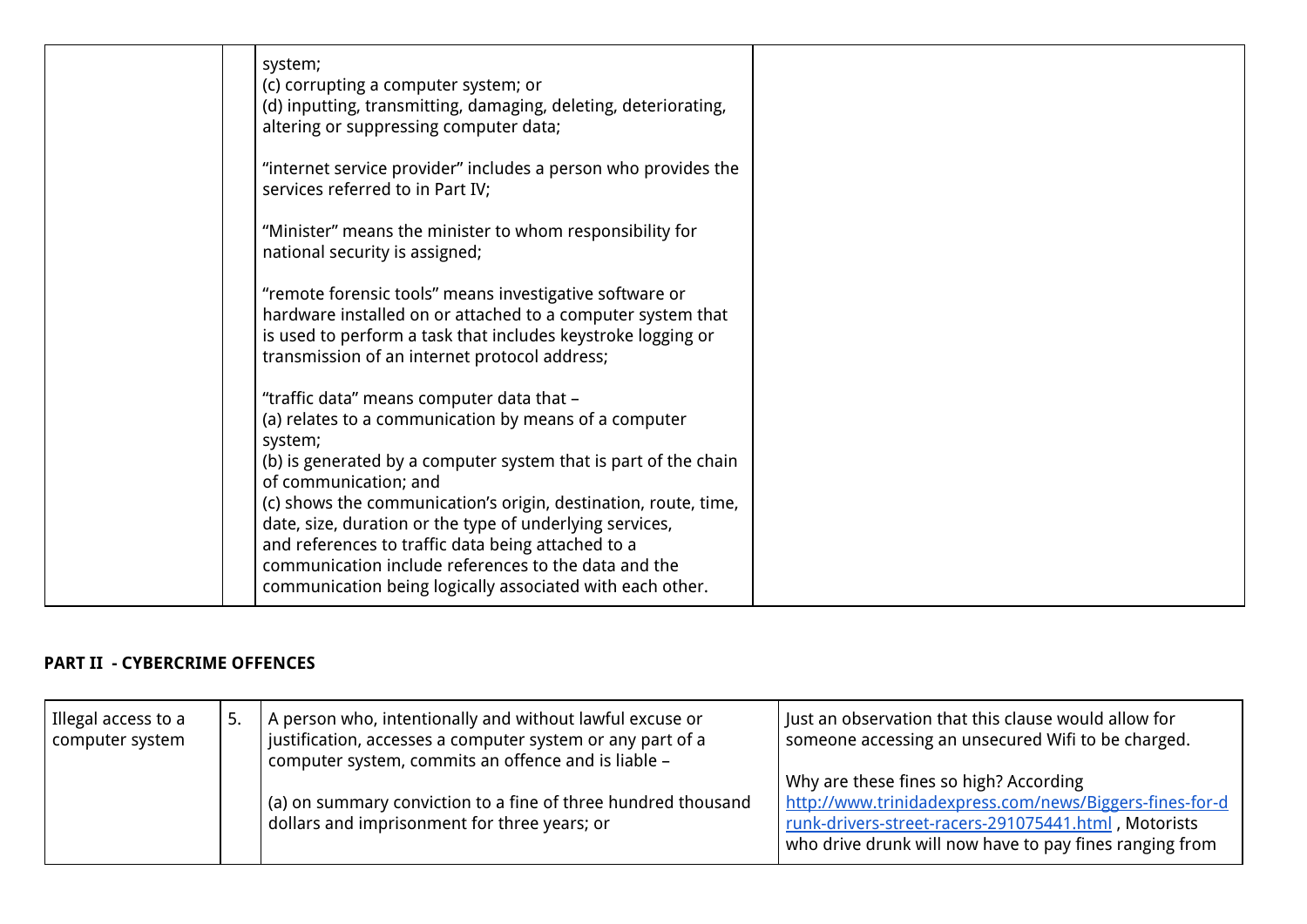| | | | |
|---|---|---|---|
| | | system;<br>(c) corrupting a computer system; or<br>(d) inputting, transmitting, damaging, deleting, deteriorating, altering or suppressing computer data;<br><br>"internet service provider" includes a person who provides the services referred to in Part IV;<br><br>"Minister" means the minister to whom responsibility for national security is assigned;<br><br>"remote forensic tools" means investigative software or hardware installed on or attached to a computer system that is used to perform a task that includes keystroke logging or transmission of an internet protocol address;<br><br>"traffic data" means computer data that –<br>(a) relates to a communication by means of a computer system;<br>(b) is generated by a computer system that is part of the chain of communication; and<br>(c) shows the communication's origin, destination, route, time, date, size, duration or the type of underlying services,<br>and references to traffic data being attached to a communication include references to the data and the communication being logically associated with each other. | |

**PART II - CYBERCRIME OFFENCES**

| | | | |
|---|---|---|---|
| Illegal access to a computer system | 5. | A person who, intentionally and without lawful excuse or justification, accesses a computer system or any part of a computer system, commits an offence and is liable –<br><br>(a) on summary conviction to a fine of three hundred thousand dollars and imprisonment for three years; or | Just an observation that this clause would allow for someone accessing an unsecured Wifi to be charged.<br><br>Why are these fines so high? According [http://www.trinidadexpress.com/news/Biggers-fines-for-drunk-drivers-street-racers-291075441.html](http://www.trinidadexpress.com/news/Biggers-fines-for-drunk-drivers-street-racers-291075441.html) , Motorists who drive drunk will now have to pay fines ranging from |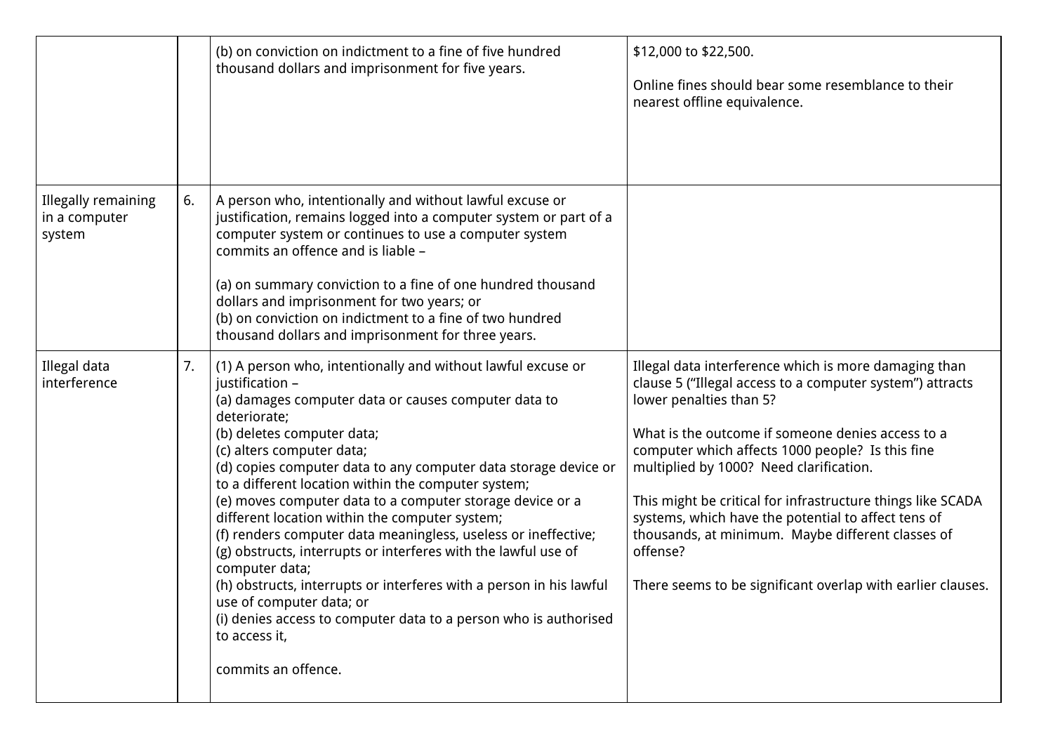| | | | |
|---|---|---|---|
| | | (b) on conviction on indictment to a fine of five hundred thousand dollars and imprisonment for five years. | $12,000 to $22,500.<br><br>Online fines should bear some resemblance to their nearest offline equivalence. |
| Illegally remaining in a computer system | 6. | A person who, intentionally and without lawful excuse or justification, remains logged into a computer system or part of a computer system or continues to use a computer system commits an offence and is liable –<br><br>(a) on summary conviction to a fine of one hundred thousand dollars and imprisonment for two years; or<br>(b) on conviction on indictment to a fine of two hundred thousand dollars and imprisonment for three years. | |
| Illegal data interference | 7. | (1) A person who, intentionally and without lawful excuse or justification –<br>(a) damages computer data or causes computer data to deteriorate;<br>(b) deletes computer data;<br>(c) alters computer data;<br>(d) copies computer data to any computer data storage device or to a different location within the computer system;<br>(e) moves computer data to a computer storage device or a different location within the computer system;<br>(f) renders computer data meaningless, useless or ineffective;<br>(g) obstructs, interrupts or interferes with the lawful use of computer data;<br>(h) obstructs, interrupts or interferes with a person in his lawful use of computer data; or<br>(i) denies access to computer data to a person who is authorised to access it,<br><br>commits an offence. | Illegal data interference which is more damaging than clause 5 ("Illegal access to a computer system") attracts lower penalties than 5?<br><br>What is the outcome if someone denies access to a computer which affects 1000 people? Is this fine multiplied by 1000? Need clarification.<br><br>This might be critical for infrastructure things like SCADA systems, which have the potential to affect tens of thousands, at minimum. Maybe different classes of offense?<br><br>There seems to be significant overlap with earlier clauses. |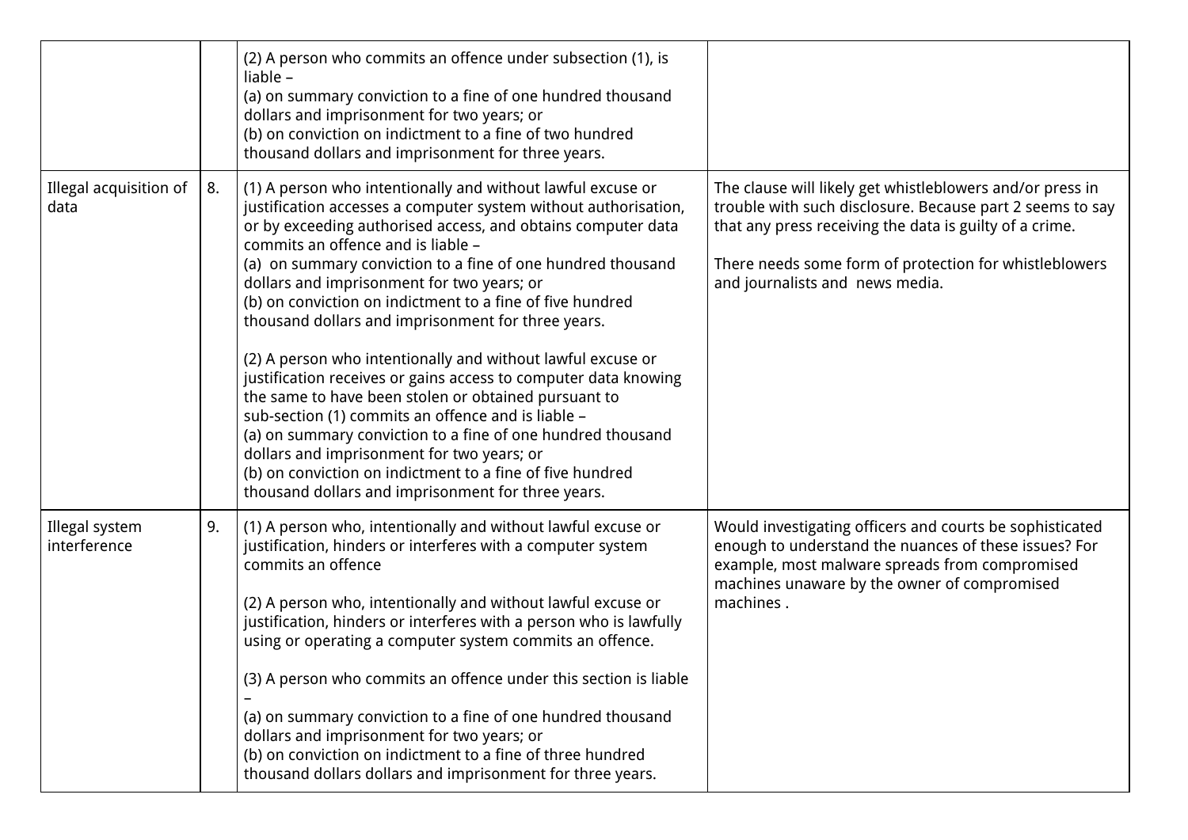| | | | |
|---|---|---|---|
| | | (2) A person who commits an offence under subsection (1), is liable –<br>(a) on summary conviction to a fine of one hundred thousand dollars and imprisonment for two years; or<br>(b) on conviction on indictment to a fine of two hundred thousand dollars and imprisonment for three years. | |
| Illegal acquisition of data | 8. | (1) A person who intentionally and without lawful excuse or justification accesses a computer system without authorisation, or by exceeding authorised access, and obtains computer data commits an offence and is liable –<br>(a) on summary conviction to a fine of one hundred thousand dollars and imprisonment for two years; or<br>(b) on conviction on indictment to a fine of five hundred thousand dollars and imprisonment for three years.<br><br>(2) A person who intentionally and without lawful excuse or justification receives or gains access to computer data knowing the same to have been stolen or obtained pursuant to sub-section (1) commits an offence and is liable –<br>(a) on summary conviction to a fine of one hundred thousand dollars and imprisonment for two years; or<br>(b) on conviction on indictment to a fine of five hundred thousand dollars and imprisonment for three years. | The clause will likely get whistleblowers and/or press in trouble with such disclosure. Because part 2 seems to say that any press receiving the data is guilty of a crime.<br><br>There needs some form of protection for whistleblowers and journalists and news media. |
| Illegal system interference | 9. | (1) A person who, intentionally and without lawful excuse or justification, hinders or interferes with a computer system commits an offence<br><br>(2) A person who, intentionally and without lawful excuse or justification, hinders or interferes with a person who is lawfully using or operating a computer system commits an offence.<br><br>(3) A person who commits an offence under this section is liable –<br>(a) on summary conviction to a fine of one hundred thousand dollars and imprisonment for two years; or<br>(b) on conviction on indictment to a fine of three hundred thousand dollars dollars and imprisonment for three years. | Would investigating officers and courts be sophisticated enough to understand the nuances of these issues? For example, most malware spreads from compromised machines unaware by the owner of compromised machines . |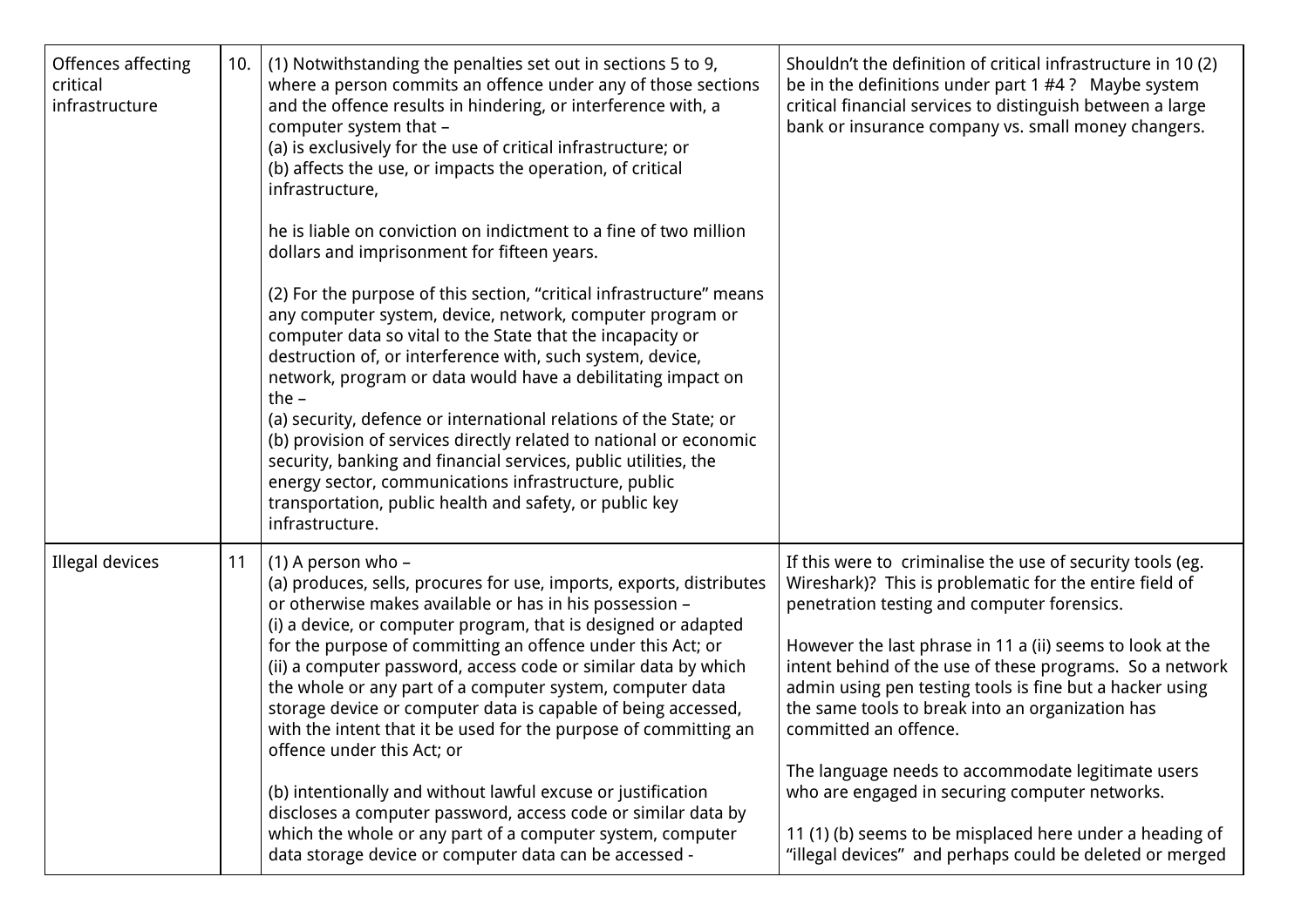| | | | |
|---|---|---|---|
| Offences affecting critical infrastructure | 10. | (1) Notwithstanding the penalties set out in sections 5 to 9, where a person commits an offence under any of those sections and the offence results in hindering, or interference with, a computer system that –<br>(a) is exclusively for the use of critical infrastructure; or<br>(b) affects the use, or impacts the operation, of critical infrastructure,<br><br>he is liable on conviction on indictment to a fine of two million dollars and imprisonment for fifteen years.<br><br>(2) For the purpose of this section, "critical infrastructure" means any computer system, device, network, computer program or computer data so vital to the State that the incapacity or destruction of, or interference with, such system, device, network, program or data would have a debilitating impact on the –<br>(a) security, defence or international relations of the State; or<br>(b) provision of services directly related to national or economic security, banking and financial services, public utilities, the energy sector, communications infrastructure, public transportation, public health and safety, or public key infrastructure. | Shouldn't the definition of critical infrastructure in 10 (2) be in the definitions under part 1 #4 ? Maybe system critical financial services to distinguish between a large bank or insurance company vs. small money changers. |
| Illegal devices | 11 | (1) A person who –<br>(a) produces, sells, procures for use, imports, exports, distributes or otherwise makes available or has in his possession –<br>(i) a device, or computer program, that is designed or adapted for the purpose of committing an offence under this Act; or<br>(ii) a computer password, access code or similar data by which the whole or any part of a computer system, computer data storage device or computer data is capable of being accessed, with the intent that it be used for the purpose of committing an offence under this Act; or<br><br>(b) intentionally and without lawful excuse or justification discloses a computer password, access code or similar data by which the whole or any part of a computer system, computer data storage device or computer data can be accessed - | If this were to criminalise the use of security tools (eg. Wireshark)? This is problematic for the entire field of penetration testing and computer forensics.<br><br>However the last phrase in 11 a (ii) seems to look at the intent behind of the use of these programs. So a network admin using pen testing tools is fine but a hacker using the same tools to break into an organization has committed an offence.<br><br>The language needs to accommodate legitimate users who are engaged in securing computer networks.<br><br>11 (1) (b) seems to be misplaced here under a heading of "illegal devices" and perhaps could be deleted or merged |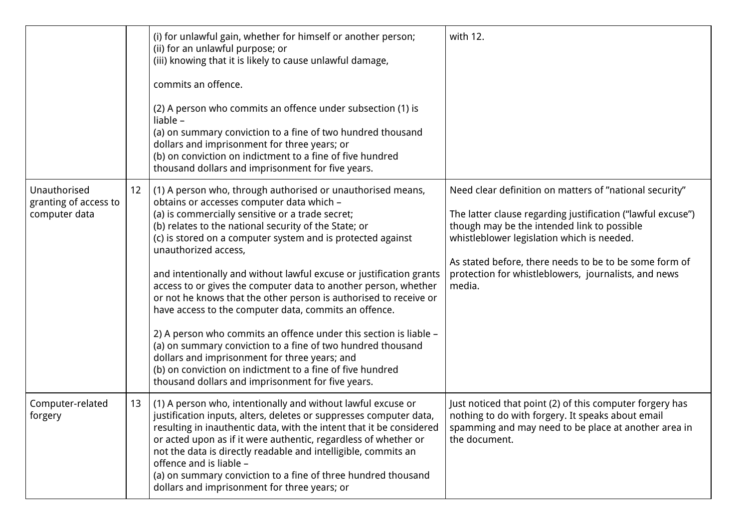| | | | |
|---|---|---|---|
| | | (i) for unlawful gain, whether for himself or another person;<br>(ii) for an unlawful purpose; or<br>(iii) knowing that it is likely to cause unlawful damage,<br><br>commits an offence.<br><br>(2) A person who commits an offence under subsection (1) is liable –<br>(a) on summary conviction to a fine of two hundred thousand dollars and imprisonment for three years; or<br>(b) on conviction on indictment to a fine of five hundred thousand dollars and imprisonment for five years. | with 12. |
| Unauthorised granting of access to computer data | 12 | (1) A person who, through authorised or unauthorised means, obtains or accesses computer data which –<br>(a) is commercially sensitive or a trade secret;<br>(b) relates to the national security of the State; or<br>(c) is stored on a computer system and is protected against unauthorized access,<br><br>and intentionally and without lawful excuse or justification grants access to or gives the computer data to another person, whether or not he knows that the other person is authorised to receive or have access to the computer data, commits an offence.<br><br>2) A person who commits an offence under this section is liable –<br>(a) on summary conviction to a fine of two hundred thousand dollars and imprisonment for three years; and<br>(b) on conviction on indictment to a fine of five hundred thousand dollars and imprisonment for five years. | Need clear definition on matters of "national security"<br><br>The latter clause regarding justification ("lawful excuse") though may be the intended link to possible whistleblower legislation which is needed.<br><br>As stated before, there needs to be to be some form of protection for whistleblowers, journalists, and news media. |
| Computer-related forgery | 13 | (1) A person who, intentionally and without lawful excuse or justification inputs, alters, deletes or suppresses computer data, resulting in inauthentic data, with the intent that it be considered or acted upon as if it were authentic, regardless of whether or not the data is directly readable and intelligible, commits an offence and is liable –<br>(a) on summary conviction to a fine of three hundred thousand dollars and imprisonment for three years; or | Just noticed that point (2) of this computer forgery has nothing to do with forgery. It speaks about email spamming and may need to be place at another area in the document. |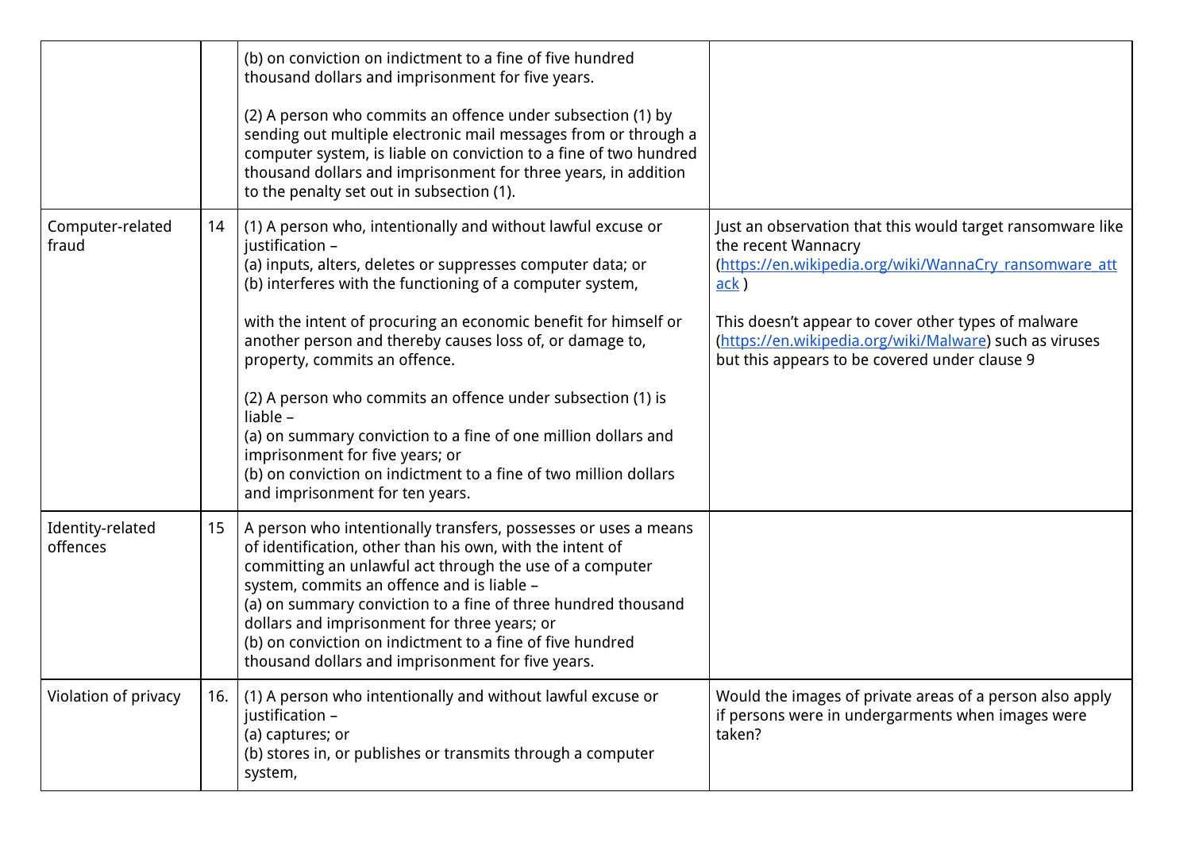| | | | |
|---|---|---|---|
| | | (b) on conviction on indictment to a fine of five hundred thousand dollars and imprisonment for five years.<br><br>(2) A person who commits an offence under subsection (1) by sending out multiple electronic mail messages from or through a computer system, is liable on conviction to a fine of two hundred thousand dollars and imprisonment for three years, in addition to the penalty set out in subsection (1). | |
| Computer-related fraud | 14 | (1) A person who, intentionally and without lawful excuse or justification –<br>(a) inputs, alters, deletes or suppresses computer data; or<br>(b) interferes with the functioning of a computer system,<br><br>with the intent of procuring an economic benefit for himself or another person and thereby causes loss of, or damage to, property, commits an offence.<br><br>(2) A person who commits an offence under subsection (1) is liable –<br>(a) on summary conviction to a fine of one million dollars and imprisonment for five years; or<br>(b) on conviction on indictment to a fine of two million dollars and imprisonment for ten years. | Just an observation that this would target ransomware like the recent Wannacry (https://en.wikipedia.org/wiki/WannaCry_ransomware_attack )<br><br>This doesn't appear to cover other types of malware (https://en.wikipedia.org/wiki/Malware) such as viruses but this appears to be covered under clause 9 |
| Identity-related offences | 15 | A person who intentionally transfers, possesses or uses a means of identification, other than his own, with the intent of committing an unlawful act through the use of a computer system, commits an offence and is liable –<br>(a) on summary conviction to a fine of three hundred thousand dollars and imprisonment for three years; or<br>(b) on conviction on indictment to a fine of five hundred thousand dollars and imprisonment for five years. | |
| Violation of privacy | 16. | (1) A person who intentionally and without lawful excuse or justification –<br>(a) captures; or<br>(b) stores in, or publishes or transmits through a computer system, | Would the images of private areas of a person also apply if persons were in undergarments when images were taken? |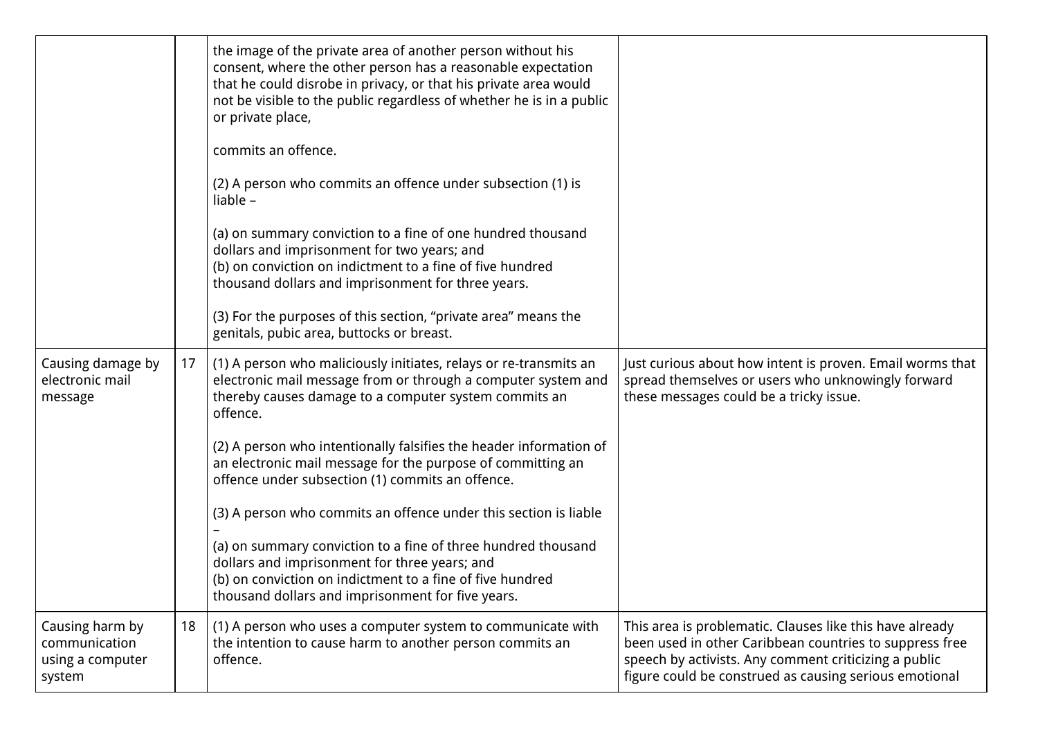| | | | |
|---|---|---|---|
| | | the image of the private area of another person without his consent, where the other person has a reasonable expectation that he could disrobe in privacy, or that his private area would not be visible to the public regardless of whether he is in a public or private place,<br><br>commits an offence.<br><br>(2) A person who commits an offence under subsection (1) is liable –<br><br>(a) on summary conviction to a fine of one hundred thousand dollars and imprisonment for two years; and<br>(b) on conviction on indictment to a fine of five hundred thousand dollars and imprisonment for three years.<br><br>(3) For the purposes of this section, “private area” means the genitals, pubic area, buttocks or breast. | |
| Causing damage by electronic mail message | 17 | (1) A person who maliciously initiates, relays or re-transmits an electronic mail message from or through a computer system and thereby causes damage to a computer system commits an offence.<br><br>(2) A person who intentionally falsifies the header information of an electronic mail message for the purpose of committing an offence under subsection (1) commits an offence.<br><br>(3) A person who commits an offence under this section is liable –<br>(a) on summary conviction to a fine of three hundred thousand dollars and imprisonment for three years; and<br>(b) on conviction on indictment to a fine of five hundred thousand dollars and imprisonment for five years. | Just curious about how intent is proven. Email worms that spread themselves or users who unknowingly forward these messages could be a tricky issue. |
| Causing harm by communication using a computer system | 18 | (1) A person who uses a computer system to communicate with the intention to cause harm to another person commits an offence. | This area is problematic. Clauses like this have already been used in other Caribbean countries to suppress free speech by activists. Any comment criticizing a public figure could be construed as causing serious emotional |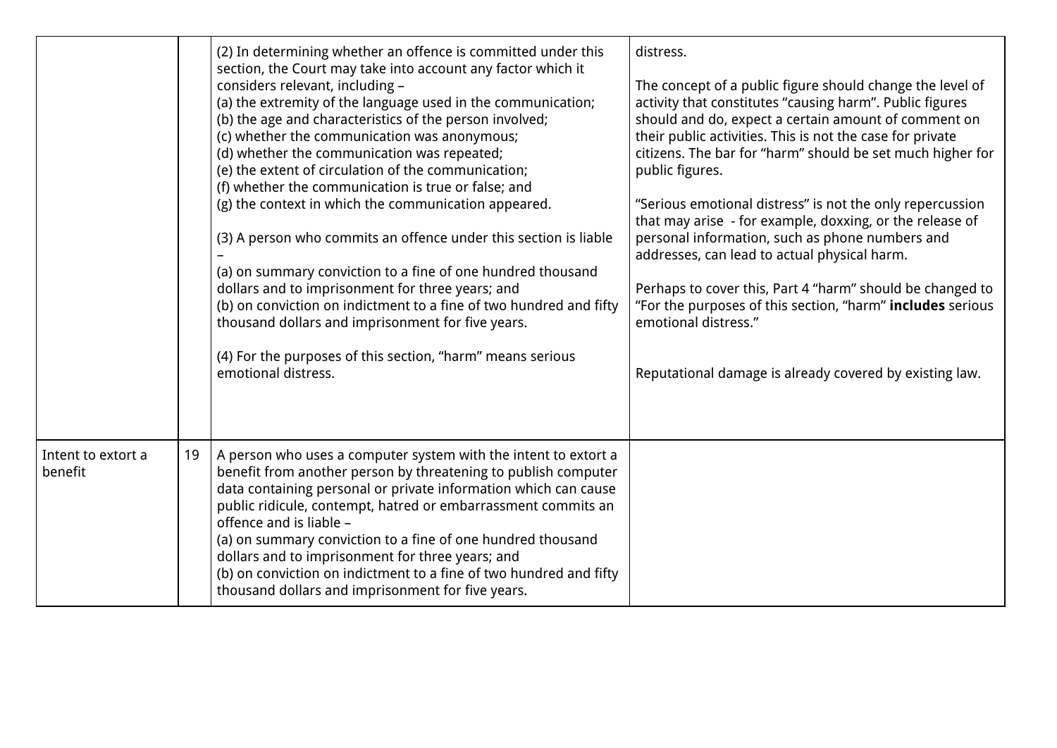| | | | |
|---|---|---|---|
| | | (2) In determining whether an offence is committed under this section, the Court may take into account any factor which it considers relevant, including –<br>(a) the extremity of the language used in the communication;<br>(b) the age and characteristics of the person involved;<br>(c) whether the communication was anonymous;<br>(d) whether the communication was repeated;<br>(e) the extent of circulation of the communication;<br>(f) whether the communication is true or false; and<br>(g) the context in which the communication appeared.<br><br>(3) A person who commits an offence under this section is liable –<br>(a) on summary conviction to a fine of one hundred thousand dollars and to imprisonment for three years; and<br>(b) on conviction on indictment to a fine of two hundred and fifty thousand dollars and imprisonment for five years.<br><br>(4) For the purposes of this section, "harm" means serious emotional distress. | distress.<br><br>The concept of a public figure should change the level of activity that constitutes "causing harm". Public figures should and do, expect a certain amount of comment on their public activities. This is not the case for private citizens. The bar for "harm" should be set much higher for public figures.<br><br>"Serious emotional distress" is not the only repercussion that may arise - for example, doxxing, or the release of personal information, such as phone numbers and addresses, can lead to actual physical harm.<br><br>Perhaps to cover this, Part 4 "harm" should be changed to "For the purposes of this section, "harm" **includes** serious emotional distress."<br><br>Reputational damage is already covered by existing law. |
| Intent to extort a benefit | 19 | A person who uses a computer system with the intent to extort a benefit from another person by threatening to publish computer data containing personal or private information which can cause public ridicule, contempt, hatred or embarrassment commits an offence and is liable –<br>(a) on summary conviction to a fine of one hundred thousand dollars and to imprisonment for three years; and<br>(b) on conviction on indictment to a fine of two hundred and fifty thousand dollars and imprisonment for five years. | |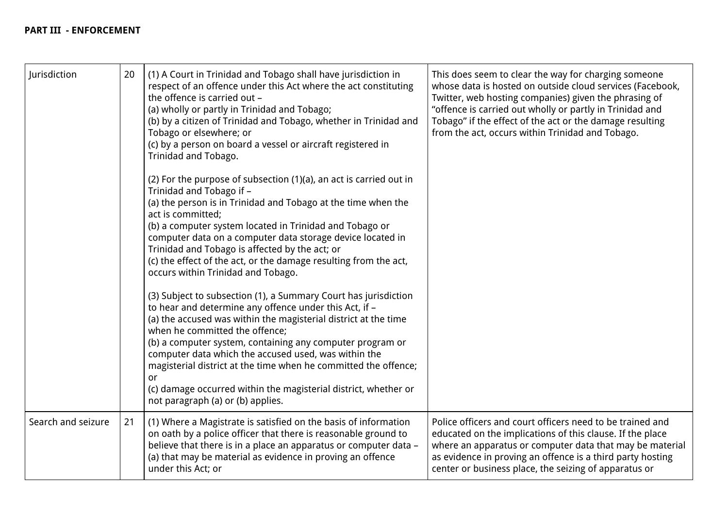**PART III - ENFORCEMENT**

| | | | |
|---|---|---|---|
| Jurisdiction | 20 | (1) A Court in Trinidad and Tobago shall have jurisdiction in respect of an offence under this Act where the act constituting the offence is carried out –<br>(a) wholly or partly in Trinidad and Tobago;<br>(b) by a citizen of Trinidad and Tobago, whether in Trinidad and Tobago or elsewhere; or<br>(c) by a person on board a vessel or aircraft registered in Trinidad and Tobago.<br><br>(2) For the purpose of subsection (1)(a), an act is carried out in Trinidad and Tobago if –<br>(a) the person is in Trinidad and Tobago at the time when the act is committed;<br>(b) a computer system located in Trinidad and Tobago or computer data on a computer data storage device located in Trinidad and Tobago is affected by the act; or<br>(c) the effect of the act, or the damage resulting from the act, occurs within Trinidad and Tobago.<br><br>(3) Subject to subsection (1), a Summary Court has jurisdiction to hear and determine any offence under this Act, if –<br>(a) the accused was within the magisterial district at the time when he committed the offence;<br>(b) a computer system, containing any computer program or computer data which the accused used, was within the magisterial district at the time when he committed the offence; or<br>(c) damage occurred within the magisterial district, whether or not paragraph (a) or (b) applies. | This does seem to clear the way for charging someone whose data is hosted on outside cloud services (Facebook, Twitter, web hosting companies) given the phrasing of "offence is carried out wholly or partly in Trinidad and Tobago" if the effect of the act or the damage resulting from the act, occurs within Trinidad and Tobago. |
| Search and seizure | 21 | (1) Where a Magistrate is satisfied on the basis of information on oath by a police officer that there is reasonable ground to believe that there is in a place an apparatus or computer data –<br>(a) that may be material as evidence in proving an offence under this Act; or | Police officers and court officers need to be trained and educated on the implications of this clause. If the place where an apparatus or computer data that may be material as evidence in proving an offence is a third party hosting center or business place, the seizing of apparatus or |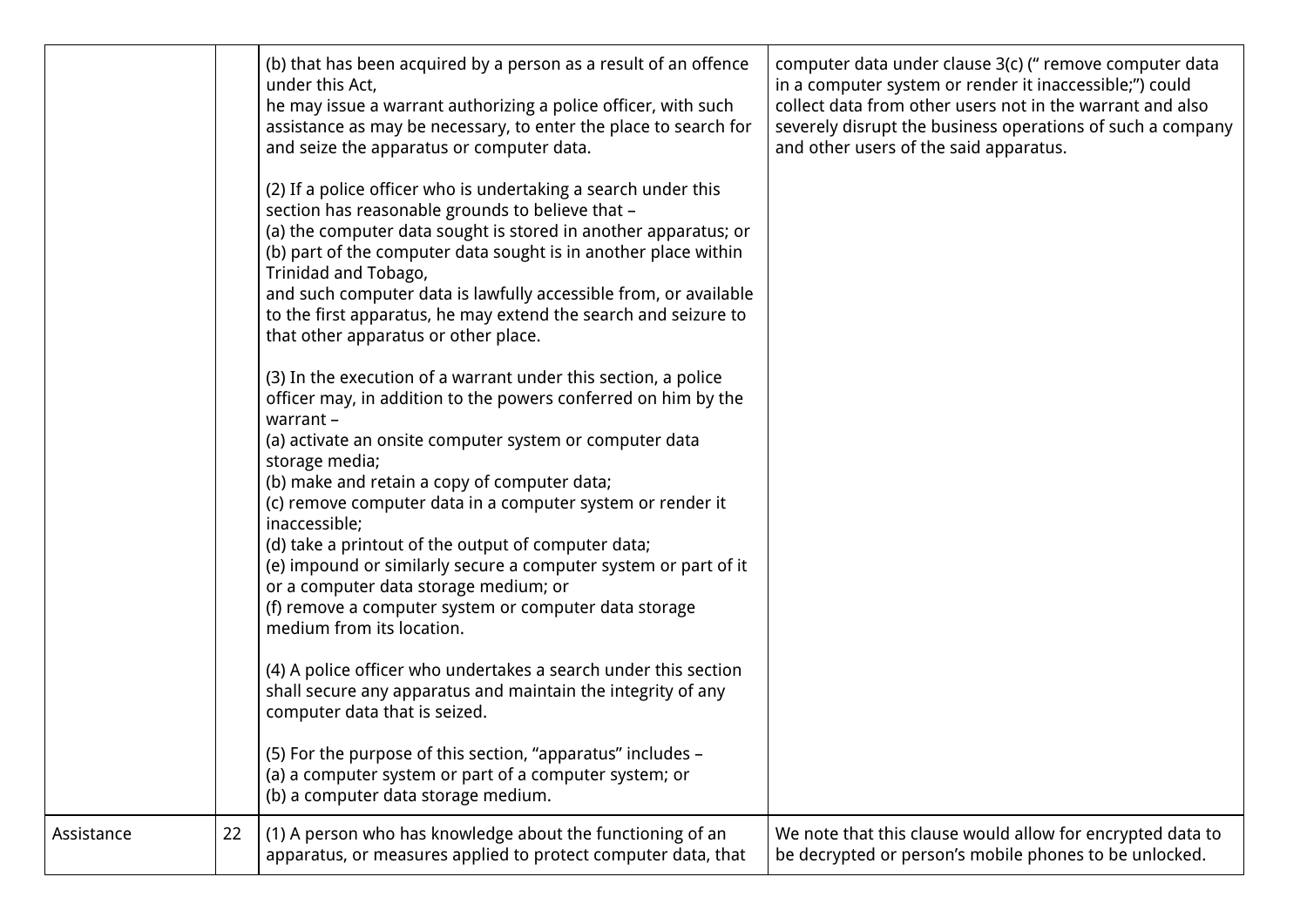| | | | |
|---|---|---|---|
| | | (b) that has been acquired by a person as a result of an offence under this Act,<br>he may issue a warrant authorizing a police officer, with such assistance as may be necessary, to enter the place to search for and seize the apparatus or computer data.<br><br>(2) If a police officer who is undertaking a search under this section has reasonable grounds to believe that –<br>(a) the computer data sought is stored in another apparatus; or<br>(b) part of the computer data sought is in another place within Trinidad and Tobago,<br>and such computer data is lawfully accessible from, or available to the first apparatus, he may extend the search and seizure to that other apparatus or other place.<br><br>(3) In the execution of a warrant under this section, a police officer may, in addition to the powers conferred on him by the warrant –<br>(a) activate an onsite computer system or computer data storage media;<br>(b) make and retain a copy of computer data;<br>(c) remove computer data in a computer system or render it inaccessible;<br>(d) take a printout of the output of computer data;<br>(e) impound or similarly secure a computer system or part of it or a computer data storage medium; or<br>(f) remove a computer system or computer data storage medium from its location.<br><br>(4) A police officer who undertakes a search under this section shall secure any apparatus and maintain the integrity of any computer data that is seized.<br><br>(5) For the purpose of this section, "apparatus" includes –<br>(a) a computer system or part of a computer system; or<br>(b) a computer data storage medium. | computer data under clause 3(c) (" remove computer data in a computer system or render it inaccessible;") could collect data from other users not in the warrant and also severely disrupt the business operations of such a company and other users of the said apparatus. |
| Assistance | 22 | (1) A person who has knowledge about the functioning of an apparatus, or measures applied to protect computer data, that | We note that this clause would allow for encrypted data to be decrypted or person's mobile phones to be unlocked. |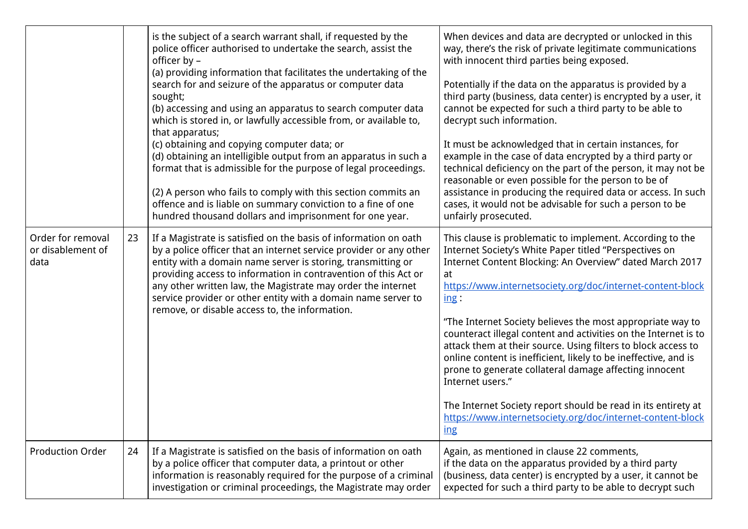| | | | |
|---|---|---|---|
| | | is the subject of a search warrant shall, if requested by the police officer authorised to undertake the search, assist the officer by –<br>(a) providing information that facilitates the undertaking of the search for and seizure of the apparatus or computer data sought;<br>(b) accessing and using an apparatus to search computer data which is stored in, or lawfully accessible from, or available to, that apparatus;<br>(c) obtaining and copying computer data; or<br>(d) obtaining an intelligible output from an apparatus in such a format that is admissible for the purpose of legal proceedings.<br><br>(2) A person who fails to comply with this section commits an offence and is liable on summary conviction to a fine of one hundred thousand dollars and imprisonment for one year. | When devices and data are decrypted or unlocked in this way, there's the risk of private legitimate communications with innocent third parties being exposed.<br><br>Potentially if the data on the apparatus is provided by a third party (business, data center) is encrypted by a user, it cannot be expected for such a third party to be able to decrypt such information.<br><br>It must be acknowledged that in certain instances, for example in the case of data encrypted by a third party or technical deficiency on the part of the person, it may not be reasonable or even possible for the person to be of assistance in producing the required data or access. In such cases, it would not be advisable for such a person to be unfairly prosecuted. |
| Order for removal or disablement of data | 23 | If a Magistrate is satisfied on the basis of information on oath by a police officer that an internet service provider or any other entity with a domain name server is storing, transmitting or providing access to information in contravention of this Act or any other written law, the Magistrate may order the internet service provider or other entity with a domain name server to remove, or disable access to, the information. | This clause is problematic to implement. According to the Internet Society's White Paper titled "Perspectives on Internet Content Blocking: An Overview" dated March 2017 at https://www.internetsociety.org/doc/internet-content-blocking :<br><br>"The Internet Society believes the most appropriate way to counteract illegal content and activities on the Internet is to attack them at their source. Using filters to block access to online content is inefficient, likely to be ineffective, and is prone to generate collateral damage affecting innocent Internet users."<br><br>The Internet Society report should be read in its entirety at https://www.internetsociety.org/doc/internet-content-blocking |
| Production Order | 24 | If a Magistrate is satisfied on the basis of information on oath by a police officer that computer data, a printout or other information is reasonably required for the purpose of a criminal investigation or criminal proceedings, the Magistrate may order | Again, as mentioned in clause 22 comments,<br>if the data on the apparatus provided by a third party (business, data center) is encrypted by a user, it cannot be expected for such a third party to be able to decrypt such |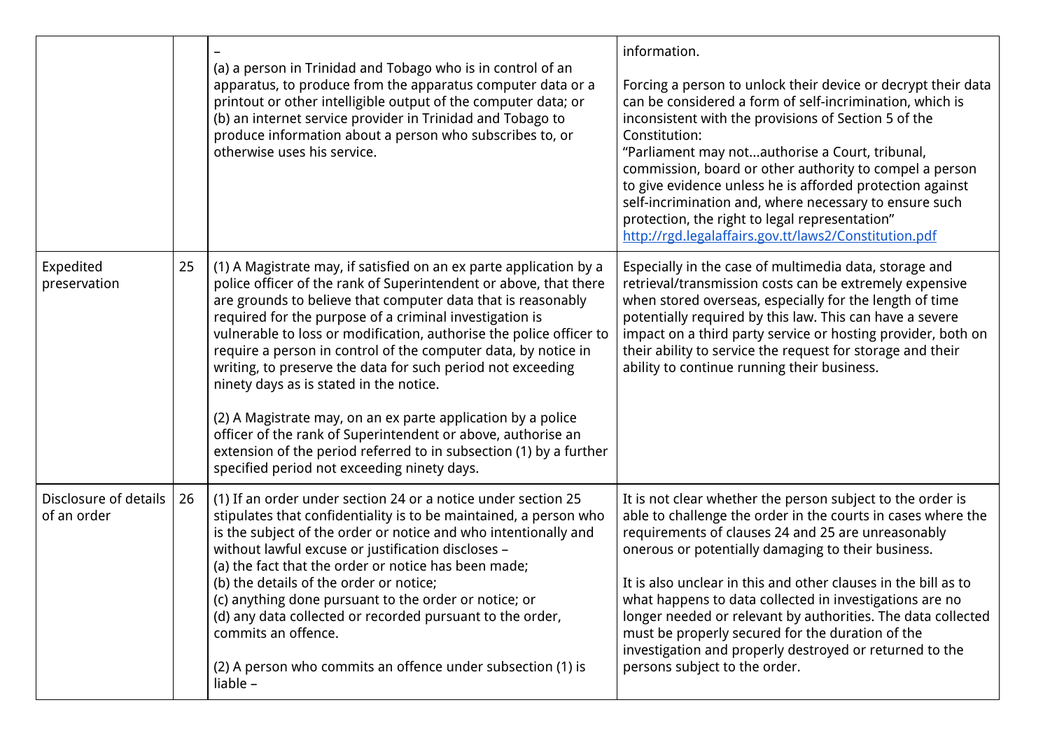| | | | |
|---|---|---|---|
| | | –<br>(a) a person in Trinidad and Tobago who is in control of an apparatus, to produce from the apparatus computer data or a printout or other intelligible output of the computer data; or<br>(b) an internet service provider in Trinidad and Tobago to produce information about a person who subscribes to, or otherwise uses his service. | information.<br><br>Forcing a person to unlock their device or decrypt their data can be considered a form of self-incrimination, which is inconsistent with the provisions of Section 5 of the Constitution:<br>"Parliament may not...authorise a Court, tribunal, commission, board or other authority to compel a person to give evidence unless he is afforded protection against self-incrimination and, where necessary to ensure such protection, the right to legal representation"<br>[http://rgd.legalaffairs.gov.tt/laws2/Constitution.pdf](http://rgd.legalaffairs.gov.tt/laws2/Constitution.pdf) |
| Expedited preservation | 25 | (1) A Magistrate may, if satisfied on an ex parte application by a police officer of the rank of Superintendent or above, that there are grounds to believe that computer data that is reasonably required for the purpose of a criminal investigation is vulnerable to loss or modification, authorise the police officer to require a person in control of the computer data, by notice in writing, to preserve the data for such period not exceeding ninety days as is stated in the notice.<br><br>(2) A Magistrate may, on an ex parte application by a police officer of the rank of Superintendent or above, authorise an extension of the period referred to in subsection (1) by a further specified period not exceeding ninety days. | Especially in the case of multimedia data, storage and retrieval/transmission costs can be extremely expensive when stored overseas, especially for the length of time potentially required by this law. This can have a severe impact on a third party service or hosting provider, both on their ability to service the request for storage and their ability to continue running their business. |
| Disclosure of details of an order | 26 | (1) If an order under section 24 or a notice under section 25 stipulates that confidentiality is to be maintained, a person who is the subject of the order or notice and who intentionally and without lawful excuse or justification discloses –<br>(a) the fact that the order or notice has been made;<br>(b) the details of the order or notice;<br>(c) anything done pursuant to the order or notice; or<br>(d) any data collected or recorded pursuant to the order, commits an offence.<br><br>(2) A person who commits an offence under subsection (1) is liable – | It is not clear whether the person subject to the order is able to challenge the order in the courts in cases where the requirements of clauses 24 and 25 are unreasonably onerous or potentially damaging to their business.<br><br>It is also unclear in this and other clauses in the bill as to what happens to data collected in investigations are no longer needed or relevant by authorities. The data collected must be properly secured for the duration of the investigation and properly destroyed or returned to the persons subject to the order. |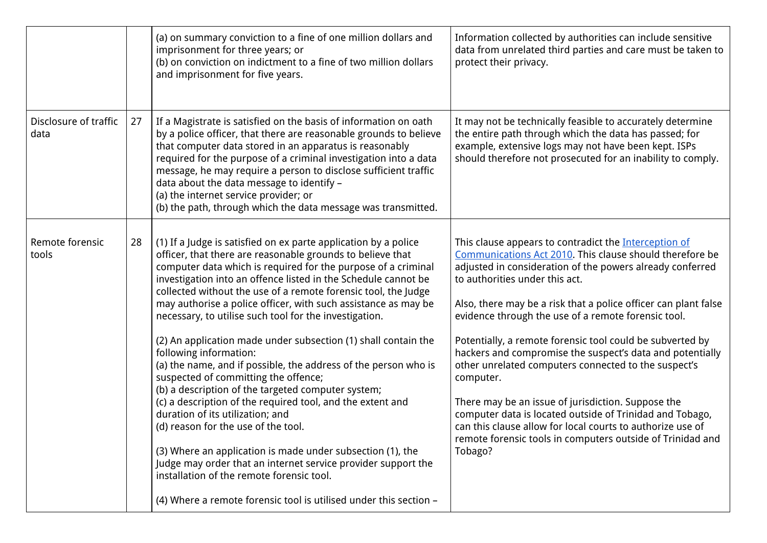| | | | |
|---|---|---|---|
| | | (a) on summary conviction to a fine of one million dollars and imprisonment for three years; or<br>(b) on conviction on indictment to a fine of two million dollars and imprisonment for five years. | Information collected by authorities can include sensitive data from unrelated third parties and care must be taken to protect their privacy. |
| Disclosure of traffic data | 27 | If a Magistrate is satisfied on the basis of information on oath by a police officer, that there are reasonable grounds to believe that computer data stored in an apparatus is reasonably required for the purpose of a criminal investigation into a data message, he may require a person to disclose sufficient traffic data about the data message to identify –<br>(a) the internet service provider; or<br>(b) the path, through which the data message was transmitted. | It may not be technically feasible to accurately determine the entire path through which the data has passed; for example, extensive logs may not have been kept. ISPs should therefore not prosecuted for an inability to comply. |
| Remote forensic tools | 28 | (1) If a Judge is satisfied on ex parte application by a police officer, that there are reasonable grounds to believe that computer data which is required for the purpose of a criminal investigation into an offence listed in the Schedule cannot be collected without the use of a remote forensic tool, the Judge may authorise a police officer, with such assistance as may be necessary, to utilise such tool for the investigation.<br><br>(2) An application made under subsection (1) shall contain the following information:<br>(a) the name, and if possible, the address of the person who is suspected of committing the offence;<br>(b) a description of the targeted computer system;<br>(c) a description of the required tool, and the extent and duration of its utilization; and<br>(d) reason for the use of the tool.<br><br>(3) Where an application is made under subsection (1), the Judge may order that an internet service provider support the installation of the remote forensic tool.<br><br>(4) Where a remote forensic tool is utilised under this section – | This clause appears to contradict the Interception of Communications Act 2010. This clause should therefore be adjusted in consideration of the powers already conferred to authorities under this act.<br><br>Also, there may be a risk that a police officer can plant false evidence through the use of a remote forensic tool.<br><br>Potentially, a remote forensic tool could be subverted by hackers and compromise the suspect's data and potentially other unrelated computers connected to the suspect's computer.<br><br>There may be an issue of jurisdiction. Suppose the computer data is located outside of Trinidad and Tobago, can this clause allow for local courts to authorize use of remote forensic tools in computers outside of Trinidad and Tobago? |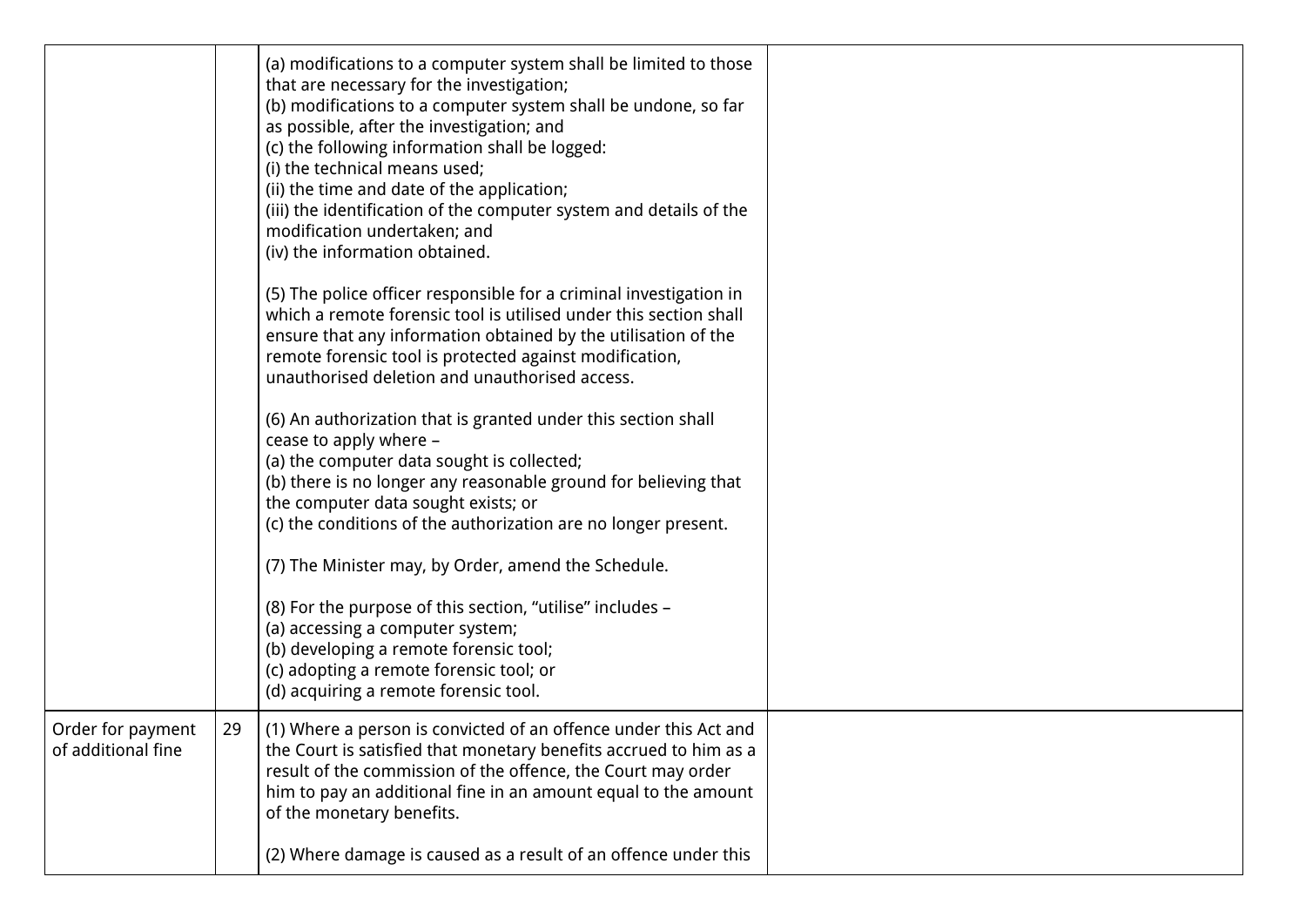| | | | |
|---|---|---|---|
| | | (a) modifications to a computer system shall be limited to those that are necessary for the investigation;<br>(b) modifications to a computer system shall be undone, so far as possible, after the investigation; and<br>(c) the following information shall be logged:<br>(i) the technical means used;<br>(ii) the time and date of the application;<br>(iii) the identification of the computer system and details of the modification undertaken; and<br>(iv) the information obtained.<br><br>(5) The police officer responsible for a criminal investigation in which a remote forensic tool is utilised under this section shall ensure that any information obtained by the utilisation of the remote forensic tool is protected against modification, unauthorised deletion and unauthorised access.<br><br>(6) An authorization that is granted under this section shall cease to apply where –<br>(a) the computer data sought is collected;<br>(b) there is no longer any reasonable ground for believing that the computer data sought exists; or<br>(c) the conditions of the authorization are no longer present.<br><br>(7) The Minister may, by Order, amend the Schedule.<br><br>(8) For the purpose of this section, "utilise" includes –<br>(a) accessing a computer system;<br>(b) developing a remote forensic tool;<br>(c) adopting a remote forensic tool; or<br>(d) acquiring a remote forensic tool. | |
| Order for payment of additional fine | 29 | (1) Where a person is convicted of an offence under this Act and the Court is satisfied that monetary benefits accrued to him as a result of the commission of the offence, the Court may order him to pay an additional fine in an amount equal to the amount of the monetary benefits.<br><br>(2) Where damage is caused as a result of an offence under this | |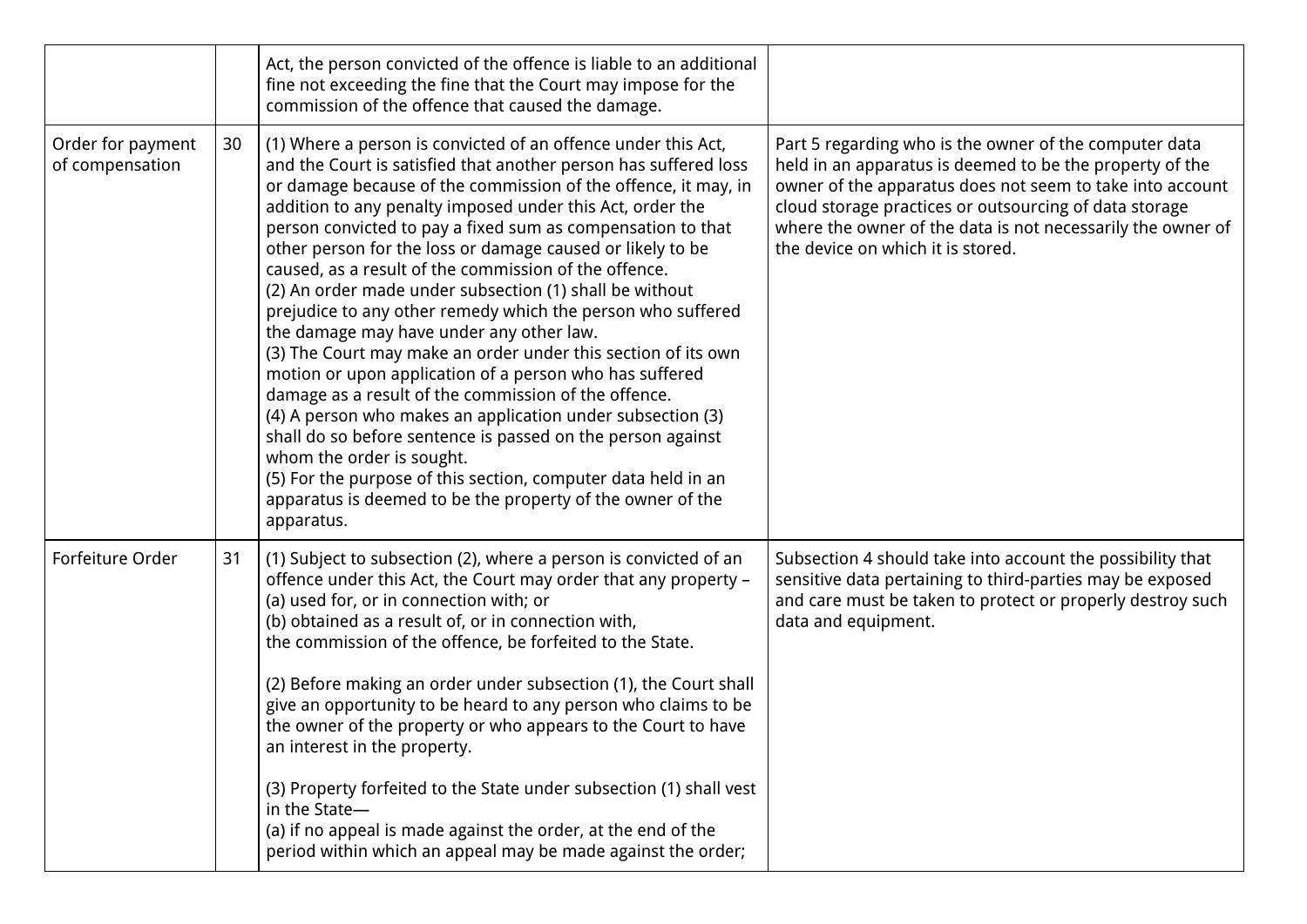| | | | |
|---|---|---|---|
| | | Act, the person convicted of the offence is liable to an additional fine not exceeding the fine that the Court may impose for the commission of the offence that caused the damage. | |
| Order for payment of compensation | 30 | (1) Where a person is convicted of an offence under this Act, and the Court is satisfied that another person has suffered loss or damage because of the commission of the offence, it may, in addition to any penalty imposed under this Act, order the person convicted to pay a fixed sum as compensation to that other person for the loss or damage caused or likely to be caused, as a result of the commission of the offence.<br>(2) An order made under subsection (1) shall be without prejudice to any other remedy which the person who suffered the damage may have under any other law.<br>(3) The Court may make an order under this section of its own motion or upon application of a person who has suffered damage as a result of the commission of the offence.<br>(4) A person who makes an application under subsection (3) shall do so before sentence is passed on the person against whom the order is sought.<br>(5) For the purpose of this section, computer data held in an apparatus is deemed to be the property of the owner of the apparatus. | Part 5 regarding who is the owner of the computer data held in an apparatus is deemed to be the property of the owner of the apparatus does not seem to take into account cloud storage practices or outsourcing of data storage where the owner of the data is not necessarily the owner of the device on which it is stored. |
| Forfeiture Order | 31 | (1) Subject to subsection (2), where a person is convicted of an offence under this Act, the Court may order that any property –<br>(a) used for, or in connection with; or<br>(b) obtained as a result of, or in connection with,<br>the commission of the offence, be forfeited to the State.<br><br>(2) Before making an order under subsection (1), the Court shall give an opportunity to be heard to any person who claims to be the owner of the property or who appears to the Court to have an interest in the property.<br><br>(3) Property forfeited to the State under subsection (1) shall vest in the State—<br>(a) if no appeal is made against the order, at the end of the period within which an appeal may be made against the order; | Subsection 4 should take into account the possibility that sensitive data pertaining to third-parties may be exposed and care must be taken to protect or properly destroy such data and equipment. |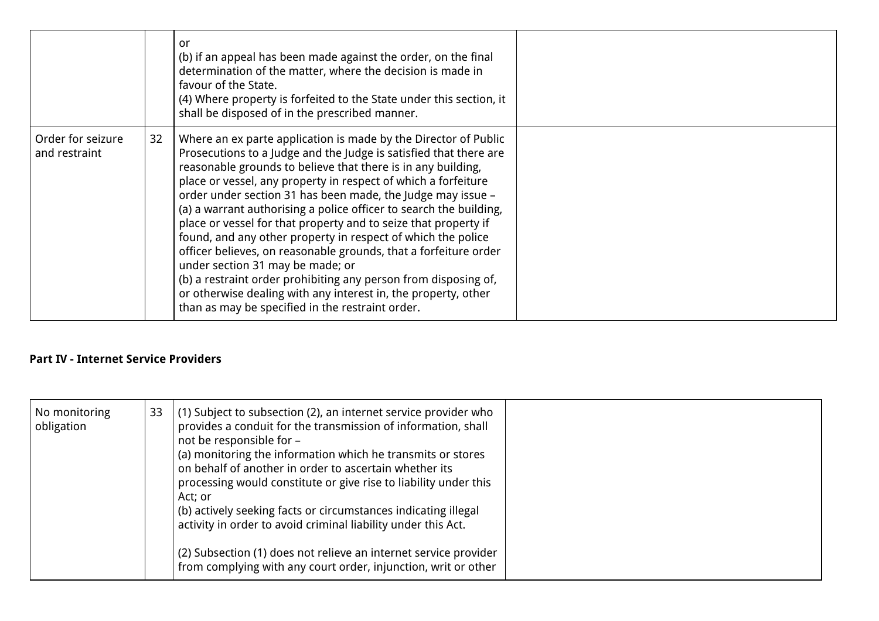|  |  |  |  |
|---|---|---|---|
|  |  | or<br>(b) if an appeal has been made against the order, on the final determination of the matter, where the decision is made in favour of the State.<br>(4) Where property is forfeited to the State under this section, it shall be disposed of in the prescribed manner. |  |
| Order for seizure and restraint | 32 | Where an ex parte application is made by the Director of Public Prosecutions to a Judge and the Judge is satisfied that there are reasonable grounds to believe that there is in any building, place or vessel, any property in respect of which a forfeiture order under section 31 has been made, the Judge may issue –<br>(a) a warrant authorising a police officer to search the building, place or vessel for that property and to seize that property if found, and any other property in respect of which the police officer believes, on reasonable grounds, that a forfeiture order under section 31 may be made; or<br>(b) a restraint order prohibiting any person from disposing of, or otherwise dealing with any interest in, the property, other than as may be specified in the restraint order. |  |

**Part IV - Internet Service Providers**

|  |  |  |  |
|---|---|---|---|
| No monitoring obligation | 33 | (1) Subject to subsection (2), an internet service provider who provides a conduit for the transmission of information, shall not be responsible for –<br>(a) monitoring the information which he transmits or stores on behalf of another in order to ascertain whether its processing would constitute or give rise to liability under this Act; or<br>(b) actively seeking facts or circumstances indicating illegal activity in order to avoid criminal liability under this Act.<br><br>(2) Subsection (1) does not relieve an internet service provider from complying with any court order, injunction, writ or other |  |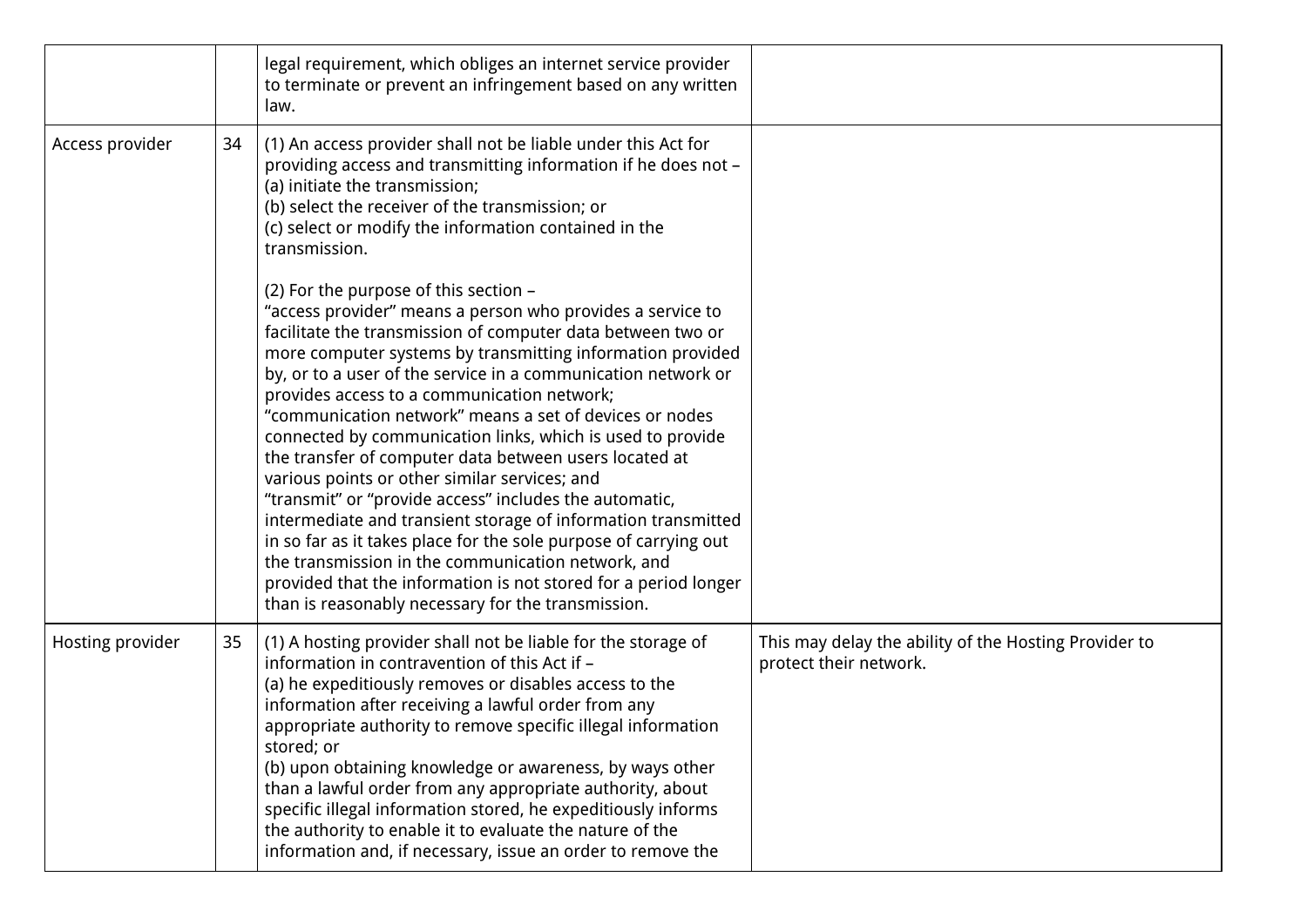| | | | |
|---|---|---|---|
| | | legal requirement, which obliges an internet service provider to terminate or prevent an infringement based on any written law. | |
| Access provider | 34 | (1) An access provider shall not be liable under this Act for providing access and transmitting information if he does not – <br>(a) initiate the transmission; <br>(b) select the receiver of the transmission; or <br>(c) select or modify the information contained in the transmission. <br><br>(2) For the purpose of this section – <br>"access provider" means a person who provides a service to facilitate the transmission of computer data between two or more computer systems by transmitting information provided by, or to a user of the service in a communication network or provides access to a communication network; <br>"communication network" means a set of devices or nodes connected by communication links, which is used to provide the transfer of computer data between users located at various points or other similar services; and <br>"transmit" or "provide access" includes the automatic, intermediate and transient storage of information transmitted in so far as it takes place for the sole purpose of carrying out the transmission in the communication network, and provided that the information is not stored for a period longer than is reasonably necessary for the transmission. | |
| Hosting provider | 35 | (1) A hosting provider shall not be liable for the storage of information in contravention of this Act if – <br>(a) he expeditiously removes or disables access to the information after receiving a lawful order from any appropriate authority to remove specific illegal information stored; or <br>(b) upon obtaining knowledge or awareness, by ways other than a lawful order from any appropriate authority, about specific illegal information stored, he expeditiously informs the authority to enable it to evaluate the nature of the information and, if necessary, issue an order to remove the | This may delay the ability of the Hosting Provider to protect their network. |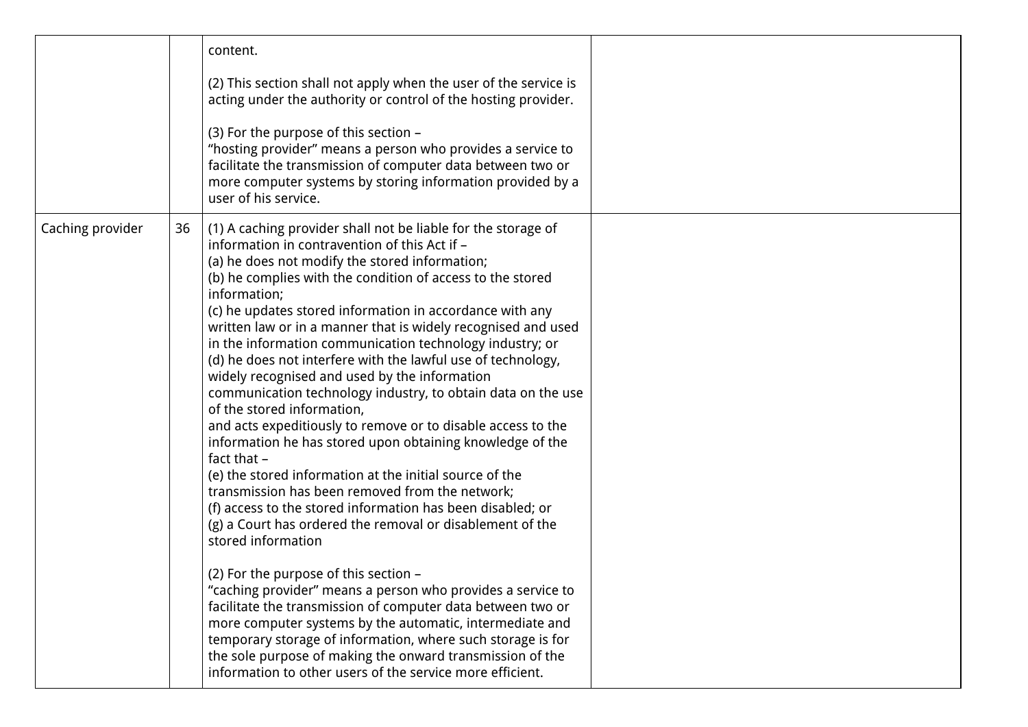| | | | |
|---|---|---|---|
| | | content.<br><br>(2) This section shall not apply when the user of the service is acting under the authority or control of the hosting provider.<br><br>(3) For the purpose of this section –<br>"hosting provider" means a person who provides a service to facilitate the transmission of computer data between two or more computer systems by storing information provided by a user of his service. | |
| Caching provider | 36 | (1) A caching provider shall not be liable for the storage of information in contravention of this Act if –<br>(a) he does not modify the stored information;<br>(b) he complies with the condition of access to the stored information;<br>(c) he updates stored information in accordance with any written law or in a manner that is widely recognised and used in the information communication technology industry; or<br>(d) he does not interfere with the lawful use of technology, widely recognised and used by the information communication technology industry, to obtain data on the use of the stored information,<br>and acts expeditiously to remove or to disable access to the information he has stored upon obtaining knowledge of the fact that –<br>(e) the stored information at the initial source of the transmission has been removed from the network;<br>(f) access to the stored information has been disabled; or<br>(g) a Court has ordered the removal or disablement of the stored information<br><br>(2) For the purpose of this section –<br>"caching provider" means a person who provides a service to facilitate the transmission of computer data between two or more computer systems by the automatic, intermediate and temporary storage of information, where such storage is for the sole purpose of making the onward transmission of the information to other users of the service more efficient. | |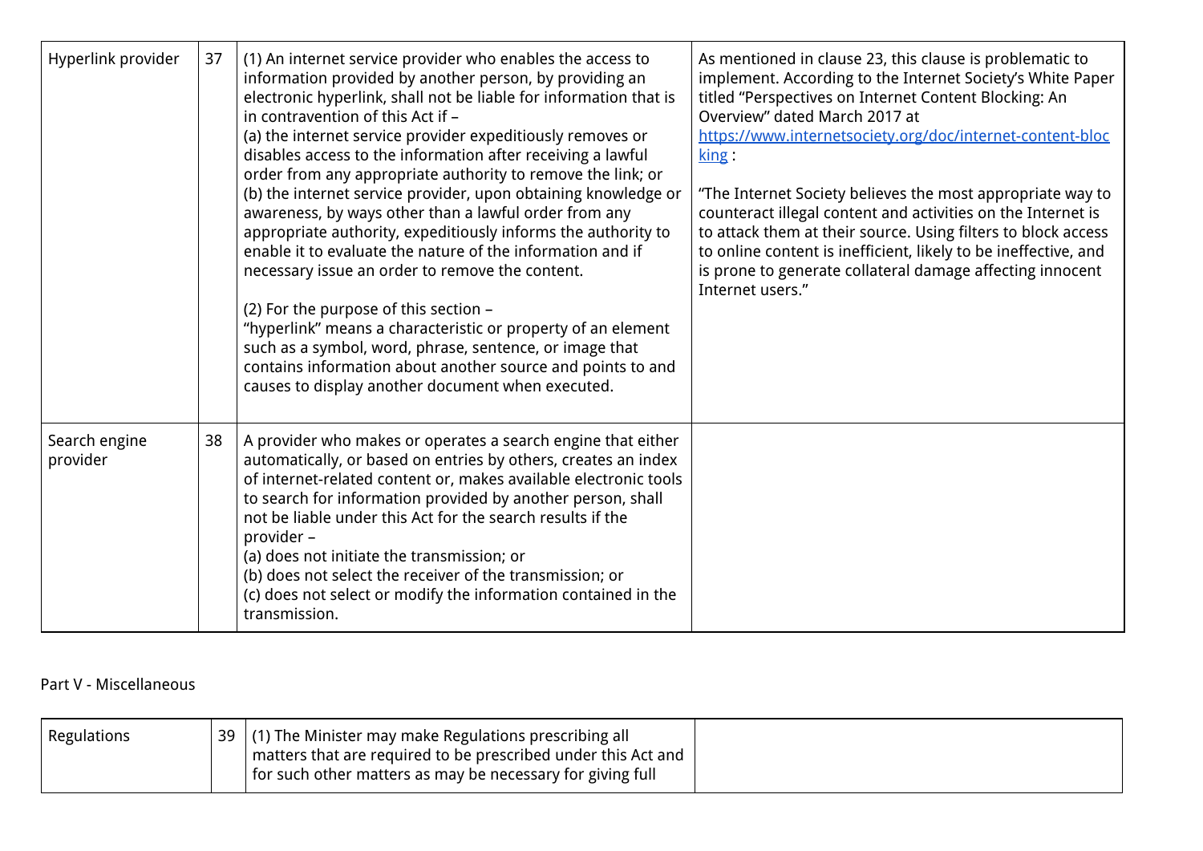| | | | |
|---|---|---|---|
| Hyperlink provider | 37 | (1) An internet service provider who enables the access to information provided by another person, by providing an electronic hyperlink, shall not be liable for information that is in contravention of this Act if –<br>(a) the internet service provider expeditiously removes or disables access to the information after receiving a lawful order from any appropriate authority to remove the link; or<br>(b) the internet service provider, upon obtaining knowledge or awareness, by ways other than a lawful order from any appropriate authority, expeditiously informs the authority to enable it to evaluate the nature of the information and if necessary issue an order to remove the content.<br><br>(2) For the purpose of this section –<br>"hyperlink" means a characteristic or property of an element such as a symbol, word, phrase, sentence, or image that contains information about another source and points to and causes to display another document when executed. | As mentioned in clause 23, this clause is problematic to implement. According to the Internet Society's White Paper titled "Perspectives on Internet Content Blocking: An Overview" dated March 2017 at https://www.internetsociety.org/doc/internet-content-blocking :<br><br>"The Internet Society believes the most appropriate way to counteract illegal content and activities on the Internet is to attack them at their source. Using filters to block access to online content is inefficient, likely to be ineffective, and is prone to generate collateral damage affecting innocent Internet users." |
| Search engine provider | 38 | A provider who makes or operates a search engine that either automatically, or based on entries by others, creates an index of internet-related content or, makes available electronic tools to search for information provided by another person, shall not be liable under this Act for the search results if the provider –<br>(a) does not initiate the transmission; or<br>(b) does not select the receiver of the transmission; or<br>(c) does not select or modify the information contained in the transmission. | |

Part V - Miscellaneous

| | | | |
|---|---|---|---|
| Regulations | 39 | (1) The Minister may make Regulations prescribing all matters that are required to be prescribed under this Act and for such other matters as may be necessary for giving full | |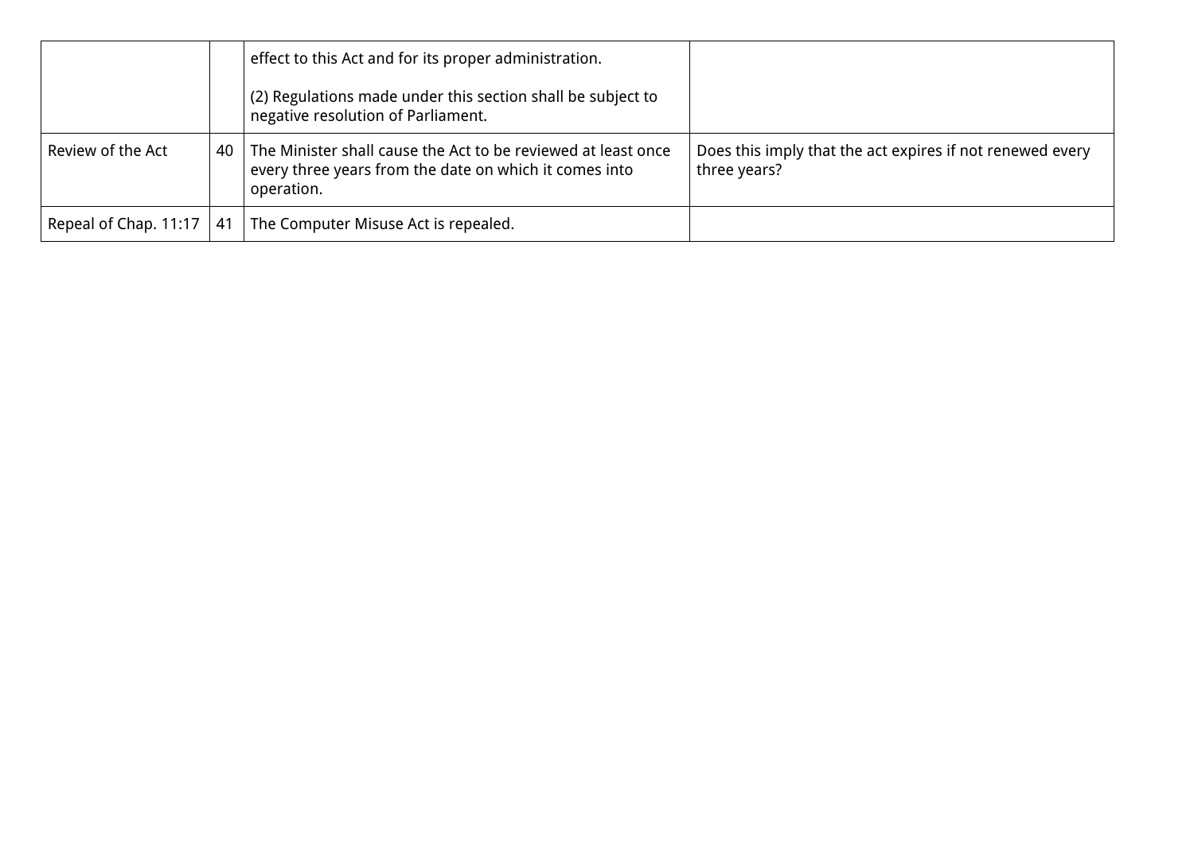| | | | |
|---|---|---|---|
| | | effect to this Act and for its proper administration.<br><br>(2) Regulations made under this section shall be subject to negative resolution of Parliament. | |
| Review of the Act | 40 | The Minister shall cause the Act to be reviewed at least once every three years from the date on which it comes into operation. | Does this imply that the act expires if not renewed every three years? |
| Repeal of Chap. 11:17 | 41 | The Computer Misuse Act is repealed. | |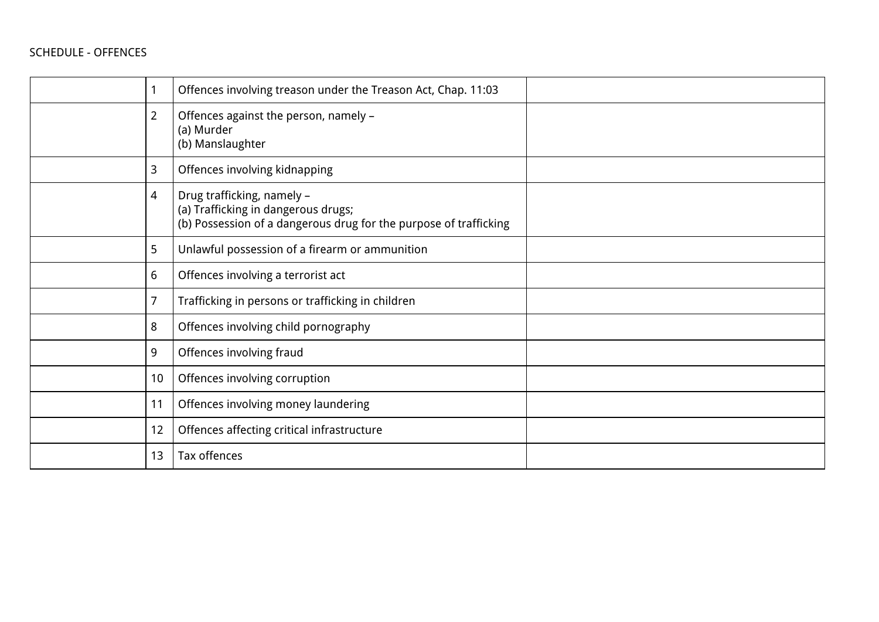SCHEDULE - OFFENCES

| | | | |
|---|---|---|---|
| | 1 | Offences involving treason under the Treason Act, Chap. 11:03 | |
| | 2 | Offences against the person, namely –<br>(a) Murder<br>(b) Manslaughter | |
| | 3 | Offences involving kidnapping | |
| | 4 | Drug trafficking, namely –<br>(a) Trafficking in dangerous drugs;<br>(b) Possession of a dangerous drug for the purpose of trafficking | |
| | 5 | Unlawful possession of a firearm or ammunition | |
| | 6 | Offences involving a terrorist act | |
| | 7 | Trafficking in persons or trafficking in children | |
| | 8 | Offences involving child pornography | |
| | 9 | Offences involving fraud | |
| | 10 | Offences involving corruption | |
| | 11 | Offences involving money laundering | |
| | 12 | Offences affecting critical infrastructure | |
| | 13 | Tax offences | |